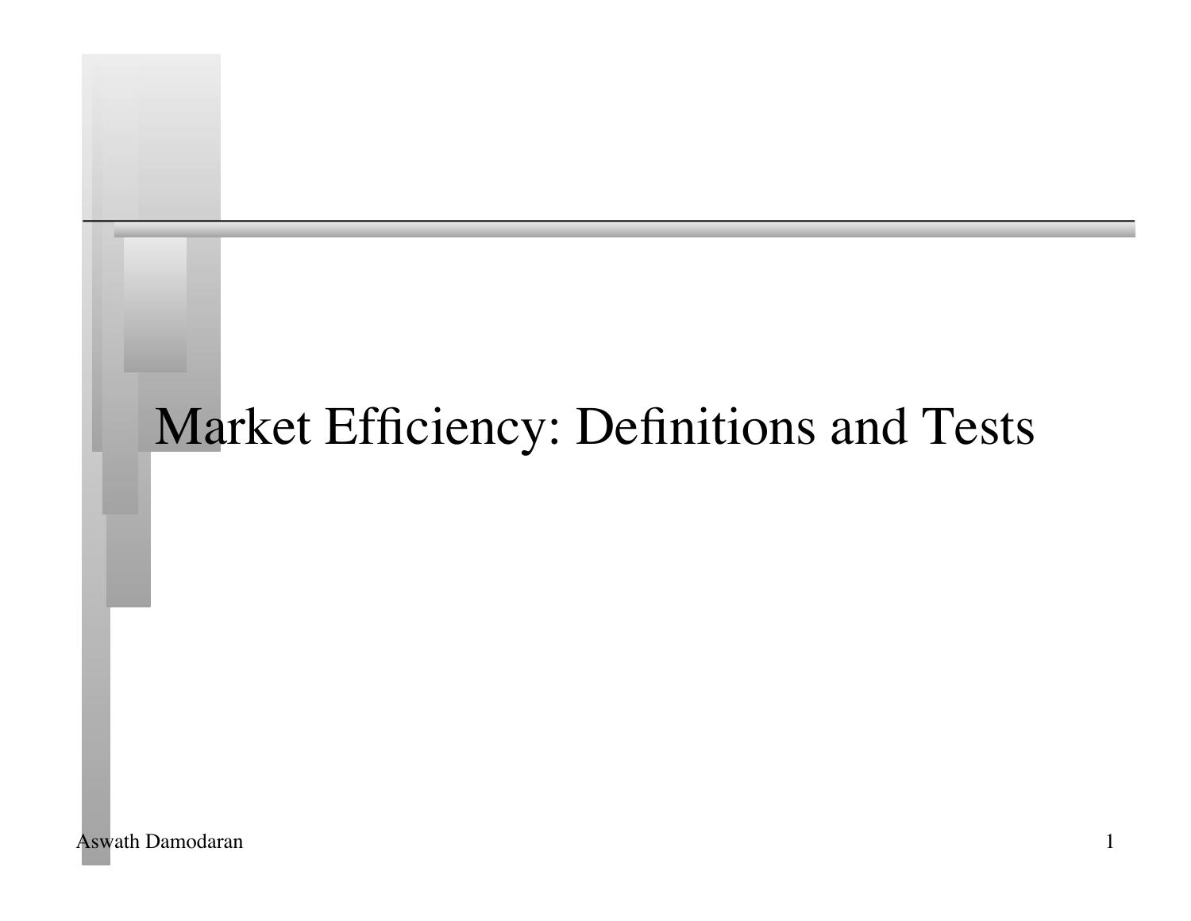# Market Efficiency: Definitions and Tests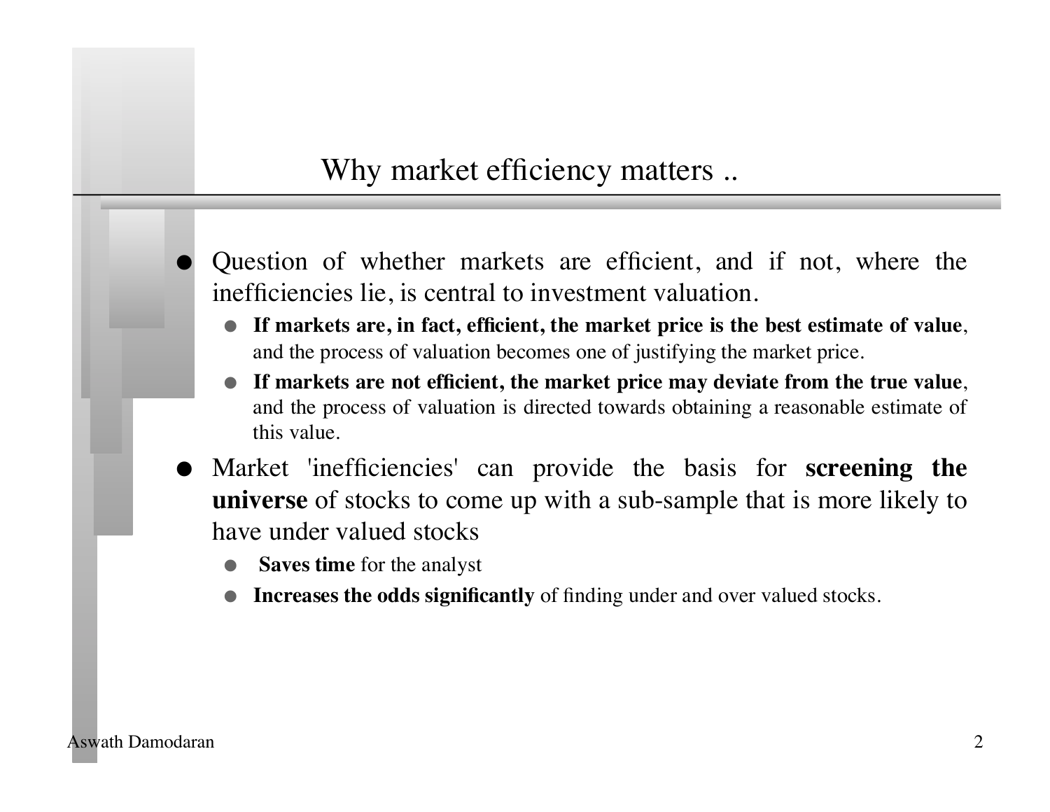# Why market efficiency matters ..

- Question of whether markets are efficient, and if not, where the inefficiencies lie, is central to investment valuation.
  - **If markets are, in fact, efficient, the market price is the best estimate of value**, and the process of valuation becomes one of justifying the market price.
  - **If markets are not efficient, the market price may deviate from the true value**, and the process of valuation is directed towards obtaining a reasonable estimate of this value.
- Market 'inefficiencies' can provide the basis for **screening the universe** of stocks to come up with a sub-sample that is more likely to have under valued stocks
  - **Saves time** for the analyst
  - **Increases the odds significantly** of finding under and over valued stocks.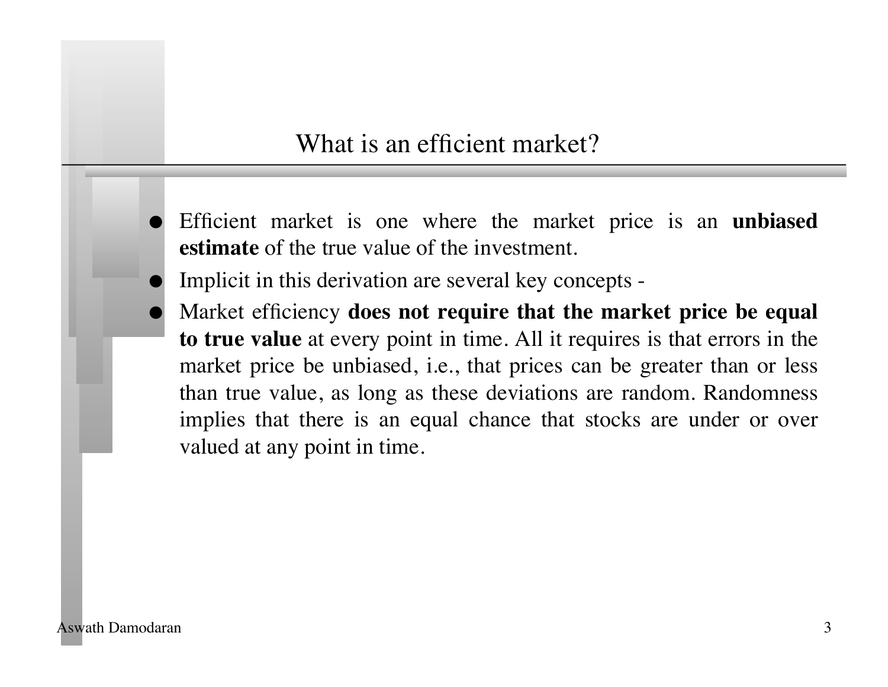# What is an efficient market?

- Efficient market is one where the market price is an **unbiased estimate** of the true value of the investment.
- Implicit in this derivation are several key concepts -
- Market efficiency **does not require that the market price be equal to true value** at every point in time. All it requires is that errors in the market price be unbiased, i.e., that prices can be greater than or less than true value, as long as these deviations are random. Randomness implies that there is an equal chance that stocks are under or over valued at any point in time.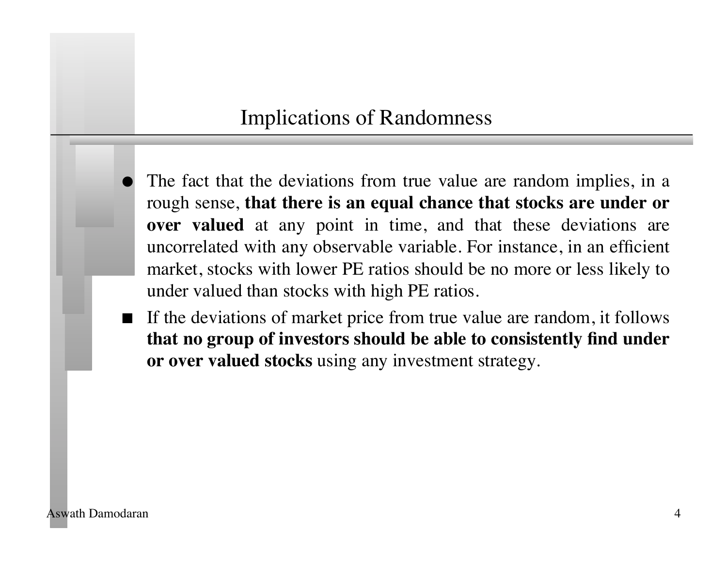# Implications of Randomness

- The fact that the deviations from true value are random implies, in a rough sense, **that there is an equal chance that stocks are under or over valued** at any point in time, and that these deviations are uncorrelated with any observable variable. For instance, in an efficient market, stocks with lower PE ratios should be no more or less likely to under valued than stocks with high PE ratios.
- If the deviations of market price from true value are random, it follows **that no group of investors should be able to consistently find under or over valued stocks** using any investment strategy.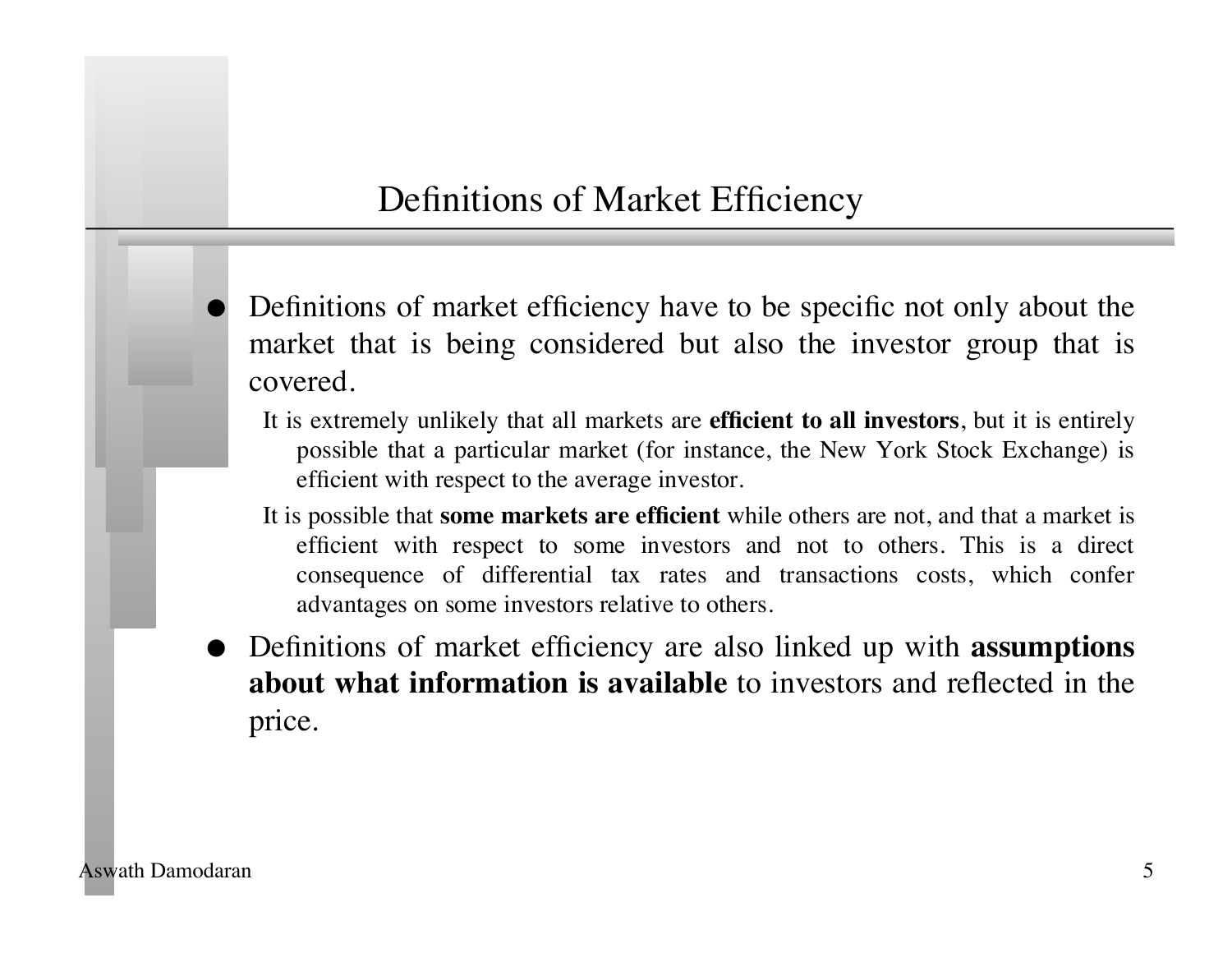# Definitions of Market Efficiency

- Definitions of market efficiency have to be specific not only about the market that is being considered but also the investor group that is covered.
  - It is extremely unlikely that all markets are **efficient to all investors**, but it is entirely possible that a particular market (for instance, the New York Stock Exchange) is efficient with respect to the average investor.
  - It is possible that **some markets are efficient** while others are not, and that a market is efficient with respect to some investors and not to others. This is a direct consequence of differential tax rates and transactions costs, which confer advantages on some investors relative to others.
- Definitions of market efficiency are also linked up with **assumptions about what information is available** to investors and reflected in the price.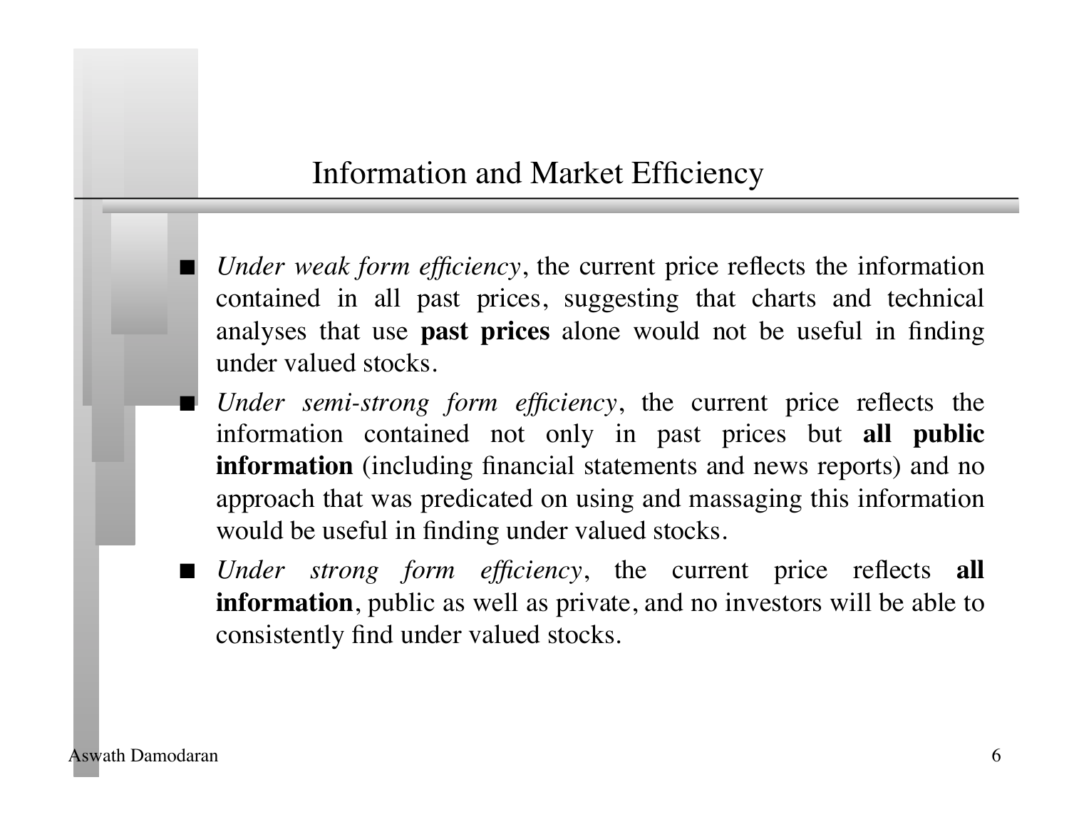# Information and Market Efficiency

- *Under weak form efficiency*, the current price reflects the information contained in all past prices, suggesting that charts and technical analyses that use **past prices** alone would not be useful in finding under valued stocks.
- *Under semi-strong form efficiency*, the current price reflects the information contained not only in past prices but **all public information** (including financial statements and news reports) and no approach that was predicated on using and massaging this information would be useful in finding under valued stocks.
- *Under strong form efficiency*, the current price reflects **all information**, public as well as private, and no investors will be able to consistently find under valued stocks.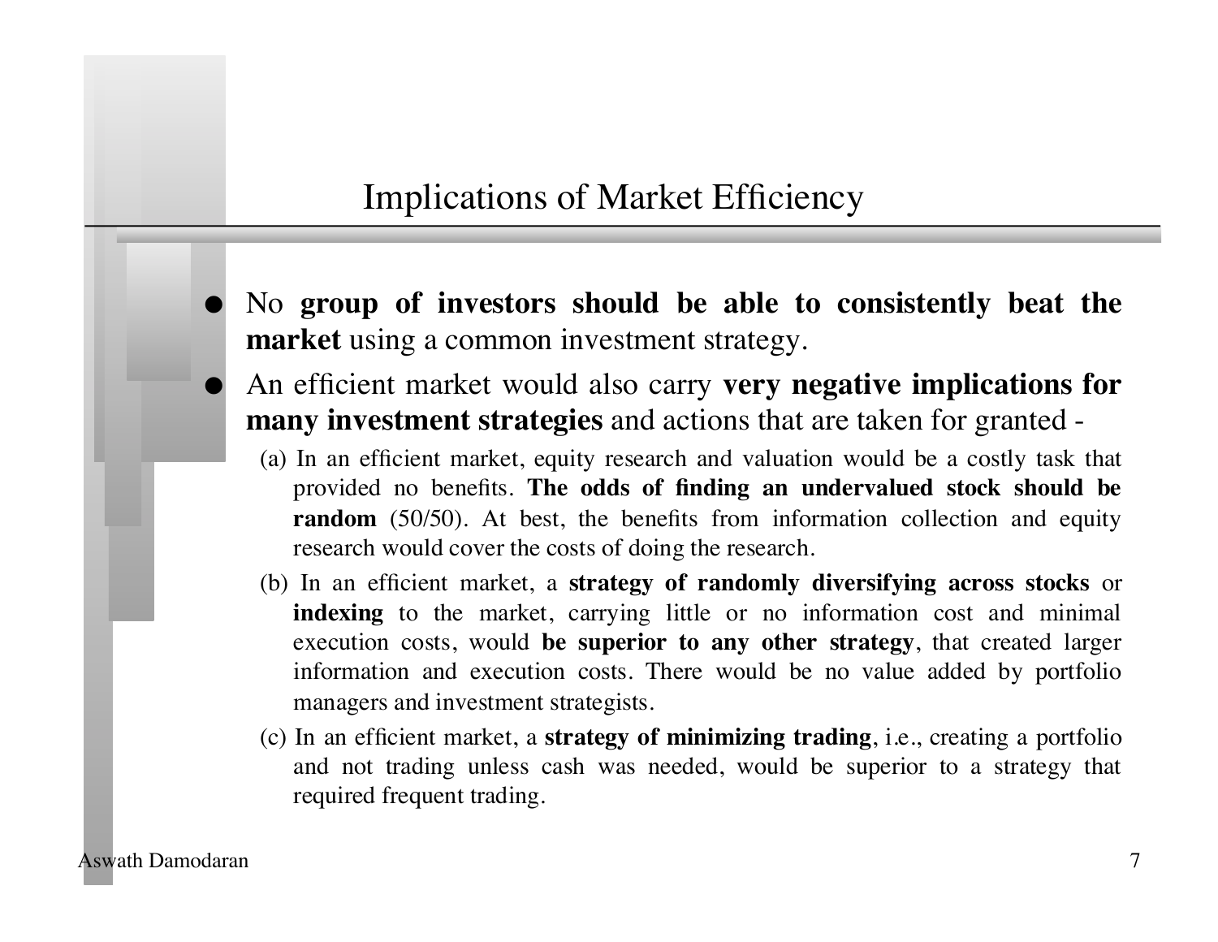# Implications of Market Efficiency

- No **group of investors should be able to consistently beat the market** using a common investment strategy.
- An efficient market would also carry **very negative implications for many investment strategies** and actions that are taken for granted -
  - (a) In an efficient market, equity research and valuation would be a costly task that provided no benefits. **The odds of finding an undervalued stock should be random** (50/50). At best, the benefits from information collection and equity research would cover the costs of doing the research.
  - (b) In an efficient market, a **strategy of randomly diversifying across stocks** or **indexing** to the market, carrying little or no information cost and minimal execution costs, would **be superior to any other strategy**, that created larger information and execution costs. There would be no value added by portfolio managers and investment strategists.
  - (c) In an efficient market, a **strategy of minimizing trading**, i.e., creating a portfolio and not trading unless cash was needed, would be superior to a strategy that required frequent trading.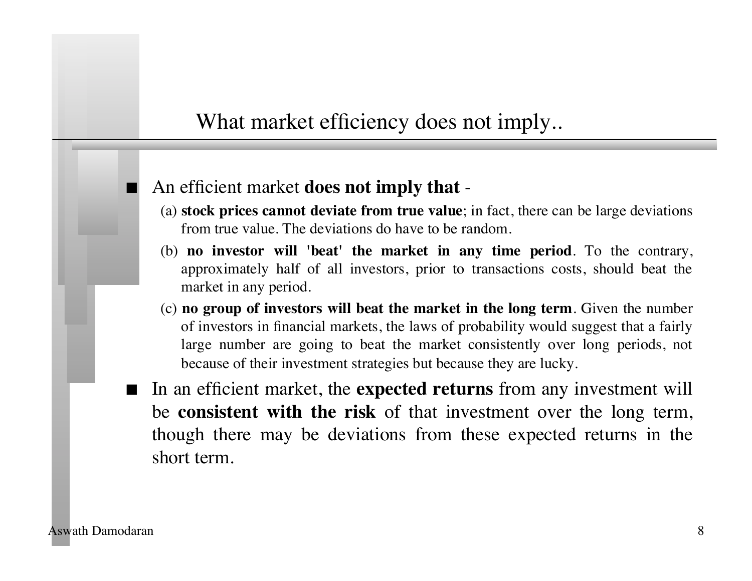# What market efficiency does not imply..

- An efficient market **does not imply that** -
  - (a) **stock prices cannot deviate from true value**; in fact, there can be large deviations from true value. The deviations do have to be random.
  - (b) **no investor will 'beat' the market in any time period**. To the contrary, approximately half of all investors, prior to transactions costs, should beat the market in any period.
  - (c) **no group of investors will beat the market in the long term**. Given the number of investors in financial markets, the laws of probability would suggest that a fairly large number are going to beat the market consistently over long periods, not because of their investment strategies but because they are lucky.
- In an efficient market, the **expected returns** from any investment will be **consistent with the risk** of that investment over the long term, though there may be deviations from these expected returns in the short term.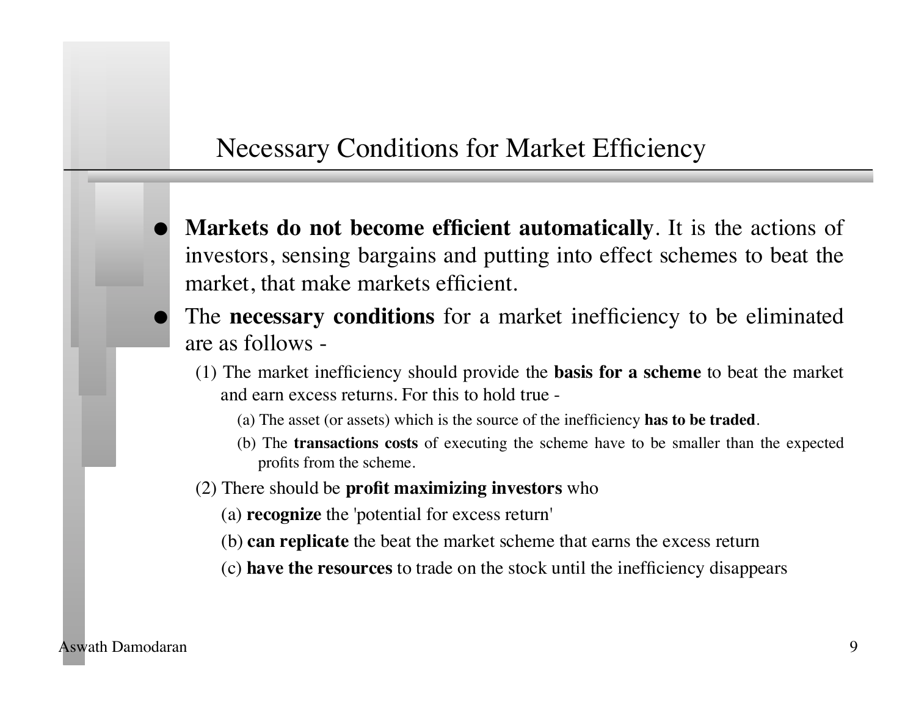# Necessary Conditions for Market Efficiency

- **Markets do not become efficient automatically**. It is the actions of investors, sensing bargains and putting into effect schemes to beat the market, that make markets efficient.
- The **necessary conditions** for a market inefficiency to be eliminated are as follows -
  - (1) The market inefficiency should provide the **basis for a scheme** to beat the market and earn excess returns. For this to hold true -
    - (a) The asset (or assets) which is the source of the inefficiency **has to be traded**.
    - (b) The **transactions costs** of executing the scheme have to be smaller than the expected profits from the scheme.
  - (2) There should be **profit maximizing investors** who
    - (a) **recognize** the 'potential for excess return'
    - (b) **can replicate** the beat the market scheme that earns the excess return
    - (c) **have the resources** to trade on the stock until the inefficiency disappears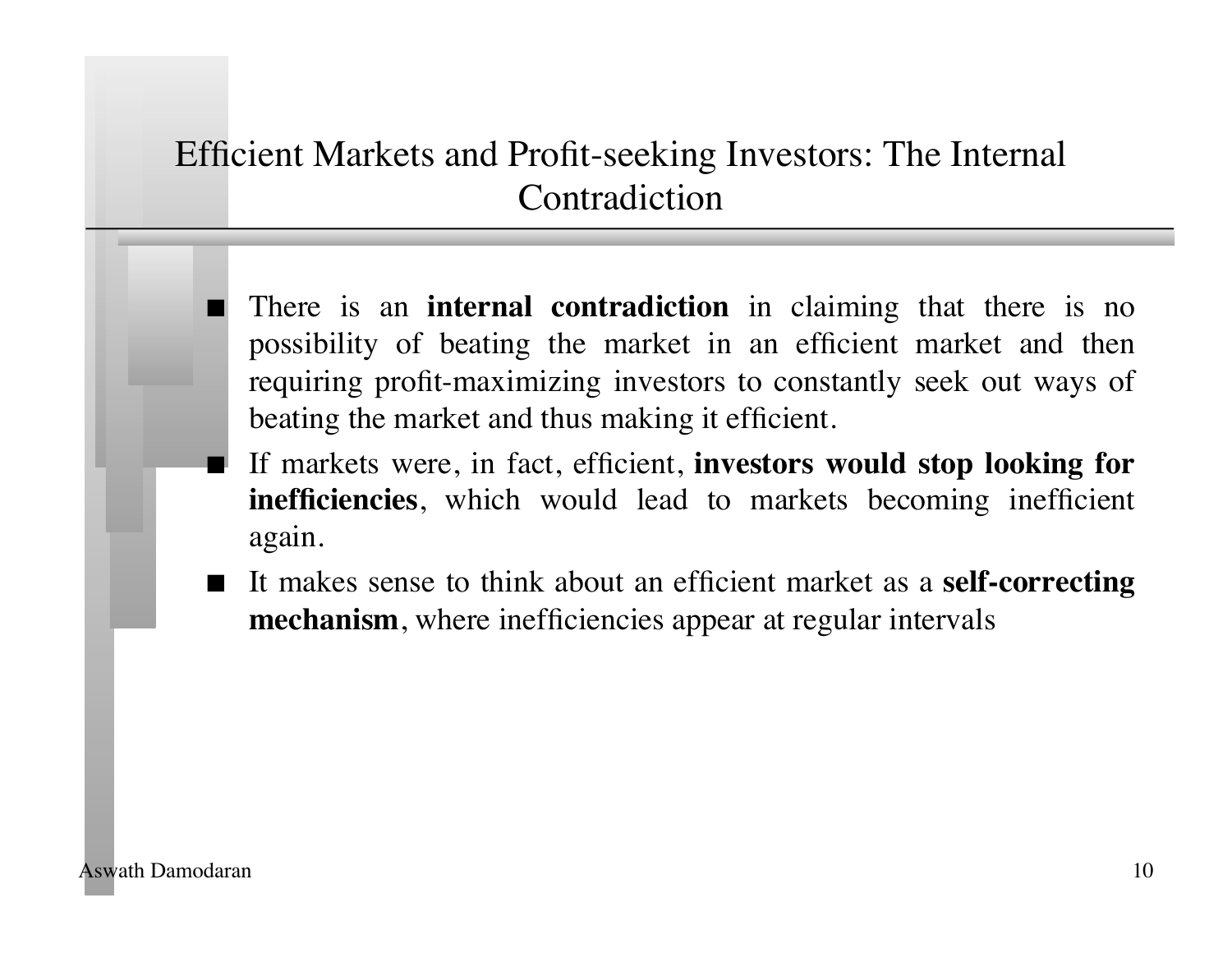# Efficient Markets and Profit-seeking Investors: The Internal Contradiction

- There is an **internal contradiction** in claiming that there is no possibility of beating the market in an efficient market and then requiring profit-maximizing investors to constantly seek out ways of beating the market and thus making it efficient.
- If markets were, in fact, efficient, **investors would stop looking for inefficiencies**, which would lead to markets becoming inefficient again.
- It makes sense to think about an efficient market as a **self-correcting mechanism**, where inefficiencies appear at regular intervals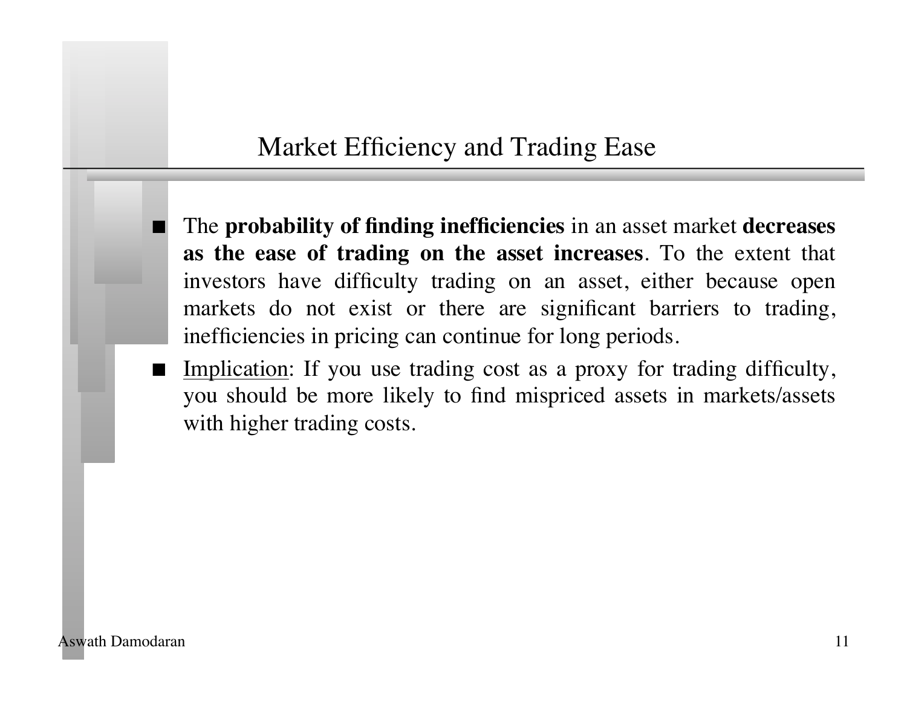# Market Efficiency and Trading Ease

- The **probability of finding inefficiencies** in an asset market **decreases as the ease of trading on the asset increases**. To the extent that investors have difficulty trading on an asset, either because open markets do not exist or there are significant barriers to trading, inefficiencies in pricing can continue for long periods.
- <u>Implication</u>: If you use trading cost as a proxy for trading difficulty, you should be more likely to find mispriced assets in markets/assets with higher trading costs.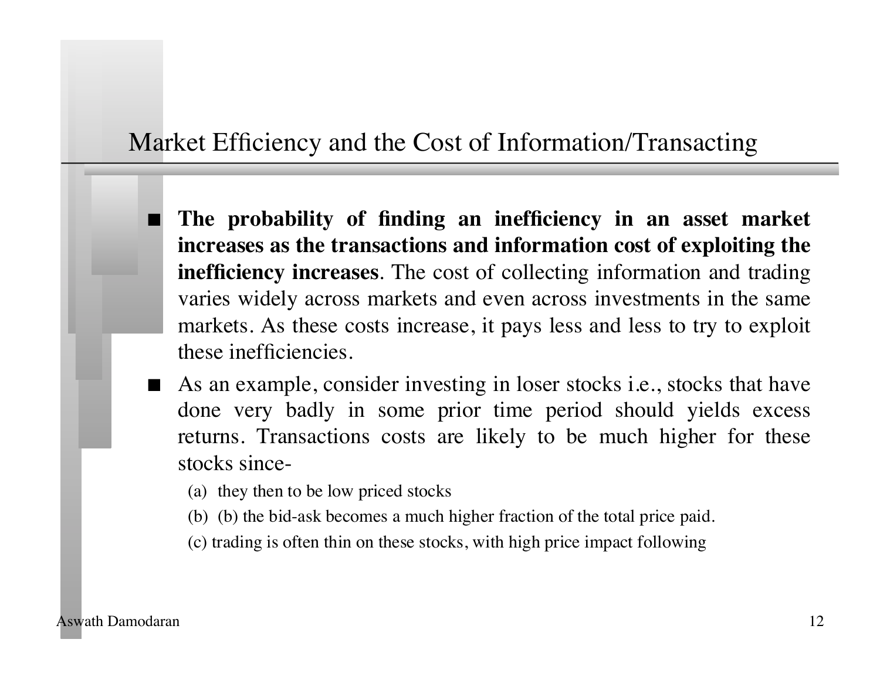# Market Efficiency and the Cost of Information/Transacting

- **The probability of finding an inefficiency in an asset market increases as the transactions and information cost of exploiting the inefficiency increases**. The cost of collecting information and trading varies widely across markets and even across investments in the same markets. As these costs increase, it pays less and less to try to exploit these inefficiencies.
- As an example, consider investing in loser stocks i.e., stocks that have done very badly in some prior time period should yields excess returns. Transactions costs are likely to be much higher for these stocks since-
  - (a) they then to be low priced stocks
  - (b) (b) the bid-ask becomes a much higher fraction of the total price paid.
  - (c) trading is often thin on these stocks, with high price impact following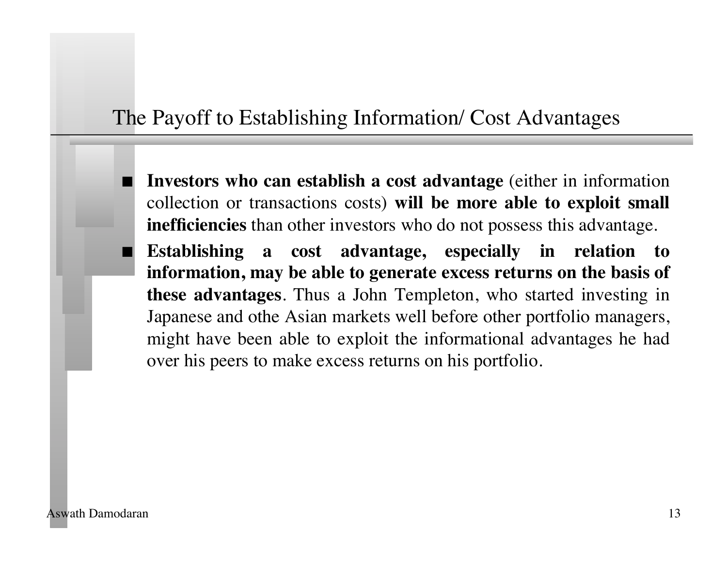# The Payoff to Establishing Information/ Cost Advantages

- **Investors who can establish a cost advantage** (either in information collection or transactions costs) **will be more able to exploit small inefficiencies** than other investors who do not possess this advantage.
- **Establishing a cost advantage, especially in relation to information, may be able to generate excess returns on the basis of these advantages**. Thus a John Templeton, who started investing in Japanese and othe Asian markets well before other portfolio managers, might have been able to exploit the informational advantages he had over his peers to make excess returns on his portfolio.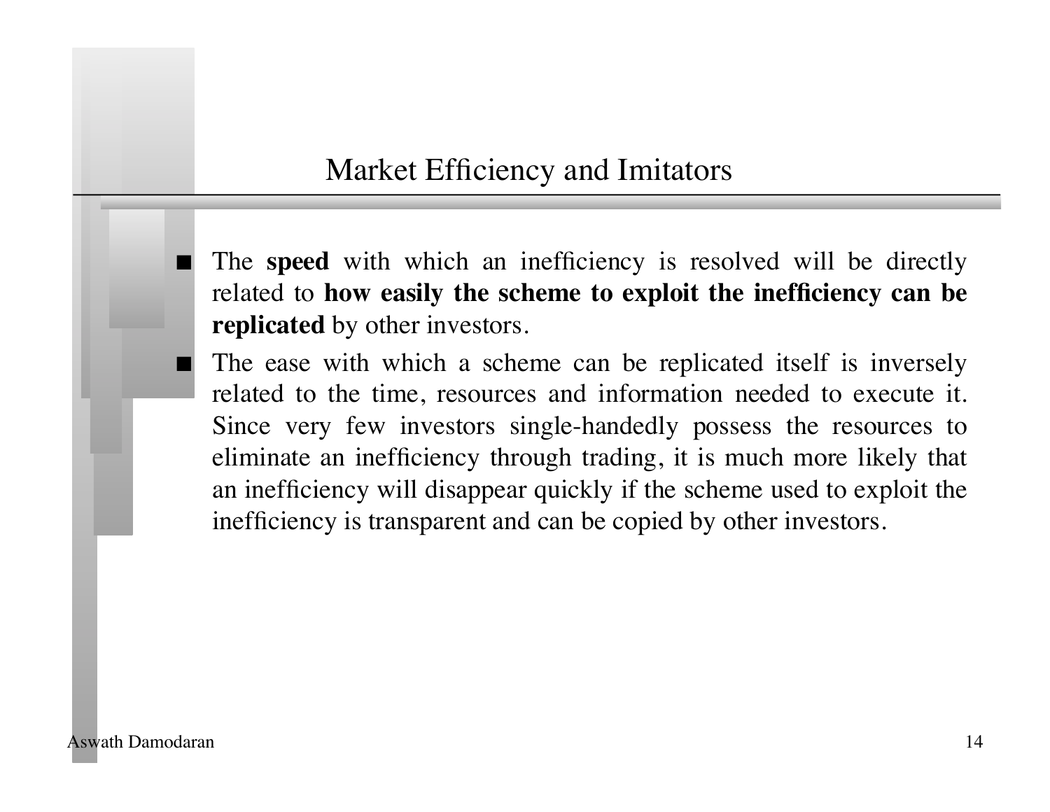# Market Efficiency and Imitators

- The **speed** with which an inefficiency is resolved will be directly related to **how easily the scheme to exploit the inefficiency can be replicated** by other investors.
- The ease with which a scheme can be replicated itself is inversely related to the time, resources and information needed to execute it. Since very few investors single-handedly possess the resources to eliminate an inefficiency through trading, it is much more likely that an inefficiency will disappear quickly if the scheme used to exploit the inefficiency is transparent and can be copied by other investors.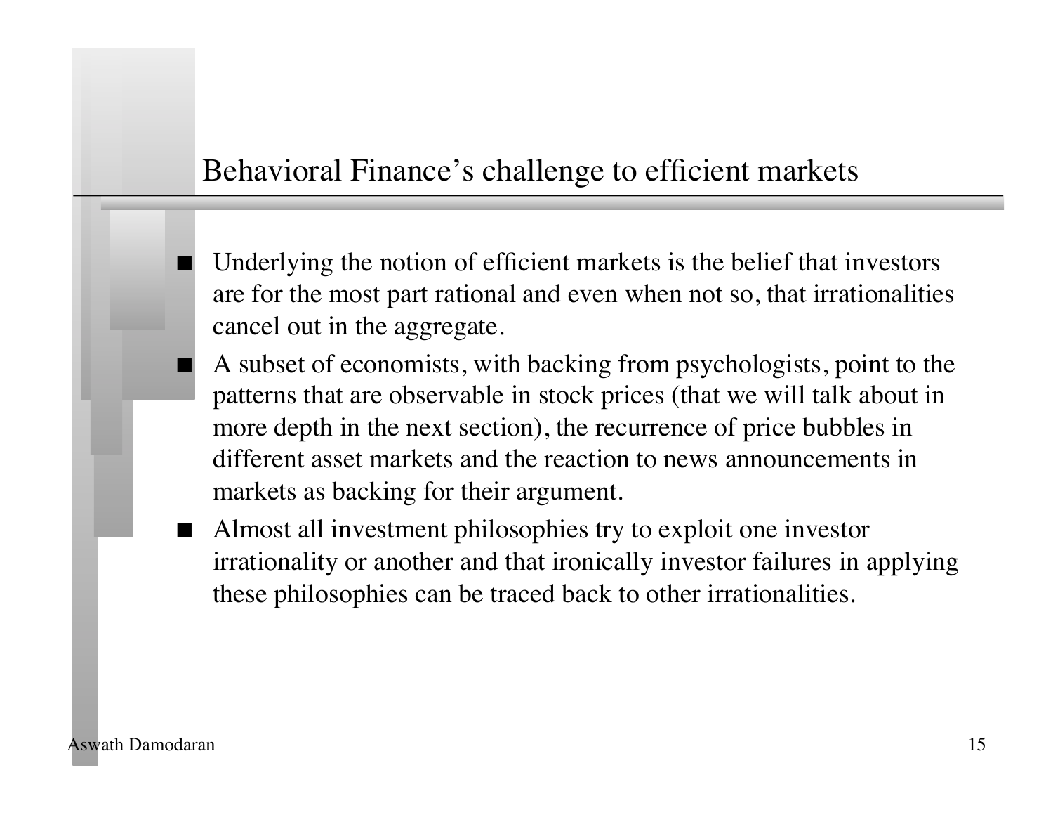## Behavioral Finance's challenge to efficient markets

- Underlying the notion of efficient markets is the belief that investors are for the most part rational and even when not so, that irrationalities cancel out in the aggregate.
- A subset of economists, with backing from psychologists, point to the patterns that are observable in stock prices (that we will talk about in more depth in the next section), the recurrence of price bubbles in different asset markets and the reaction to news announcements in markets as backing for their argument.
- Almost all investment philosophies try to exploit one investor irrationality or another and that ironically investor failures in applying these philosophies can be traced back to other irrationalities.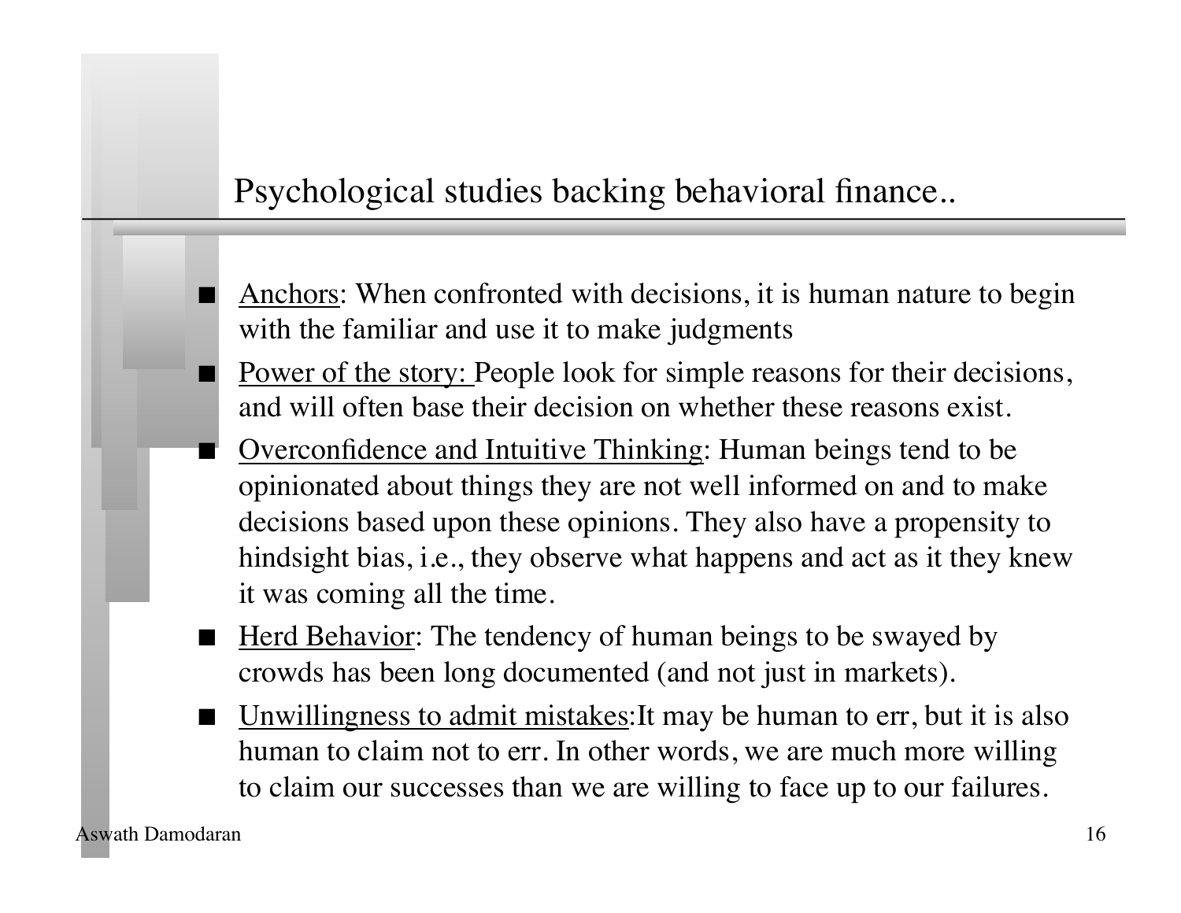## Psychological studies backing behavioral finance..

- Anchors: When confronted with decisions, it is human nature to begin with the familiar and use it to make judgments
- Power of the story: People look for simple reasons for their decisions, and will often base their decision on whether these reasons exist.
- Overconfidence and Intuitive Thinking: Human beings tend to be opinionated about things they are not well informed on and to make decisions based upon these opinions. They also have a propensity to hindsight bias, i.e., they observe what happens and act as it they knew it was coming all the time.
- Herd Behavior: The tendency of human beings to be swayed by crowds has been long documented (and not just in markets).
- Unwillingness to admit mistakes:It may be human to err, but it is also human to claim not to err. In other words, we are much more willing to claim our successes than we are willing to face up to our failures.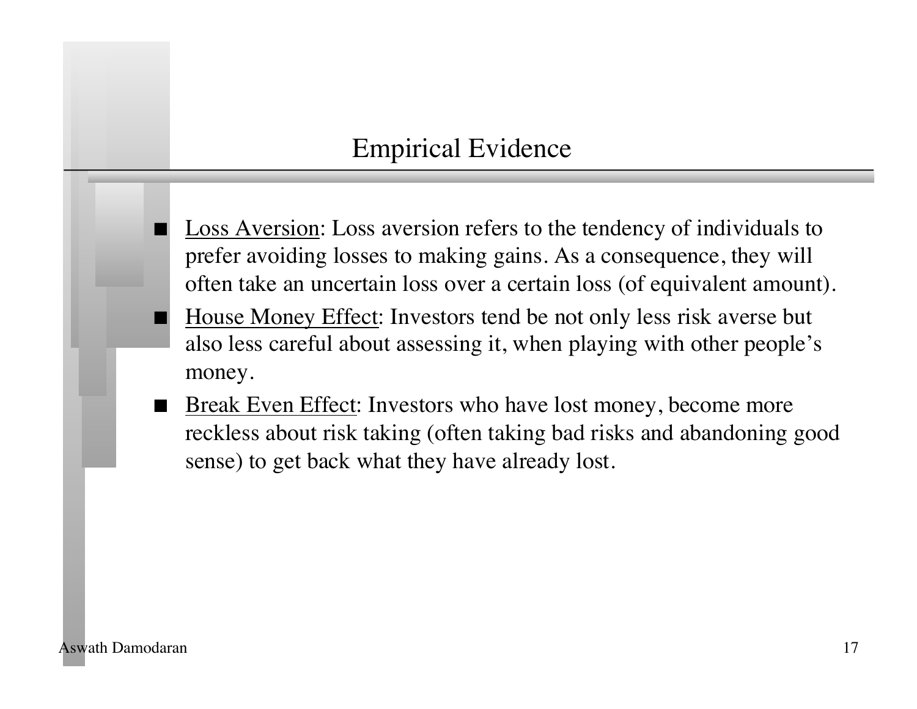# Empirical Evidence

- Loss Aversion: Loss aversion refers to the tendency of individuals to prefer avoiding losses to making gains. As a consequence, they will often take an uncertain loss over a certain loss (of equivalent amount).
- House Money Effect: Investors tend be not only less risk averse but also less careful about assessing it, when playing with other people's money.
- Break Even Effect: Investors who have lost money, become more reckless about risk taking (often taking bad risks and abandoning good sense) to get back what they have already lost.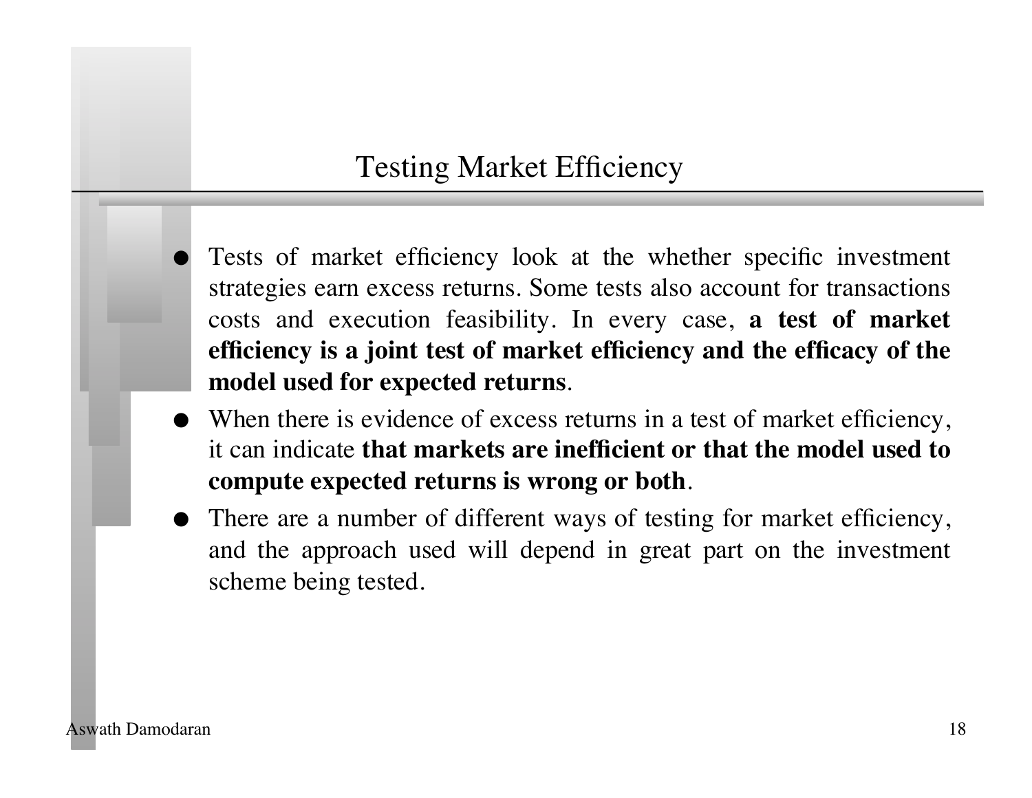# Testing Market Efficiency

- Tests of market efficiency look at the whether specific investment strategies earn excess returns. Some tests also account for transactions costs and execution feasibility. In every case, **a test of market efficiency is a joint test of market efficiency and the efficacy of the model used for expected returns**.
- When there is evidence of excess returns in a test of market efficiency, it can indicate **that markets are inefficient or that the model used to compute expected returns is wrong or both**.
- There are a number of different ways of testing for market efficiency, and the approach used will depend in great part on the investment scheme being tested.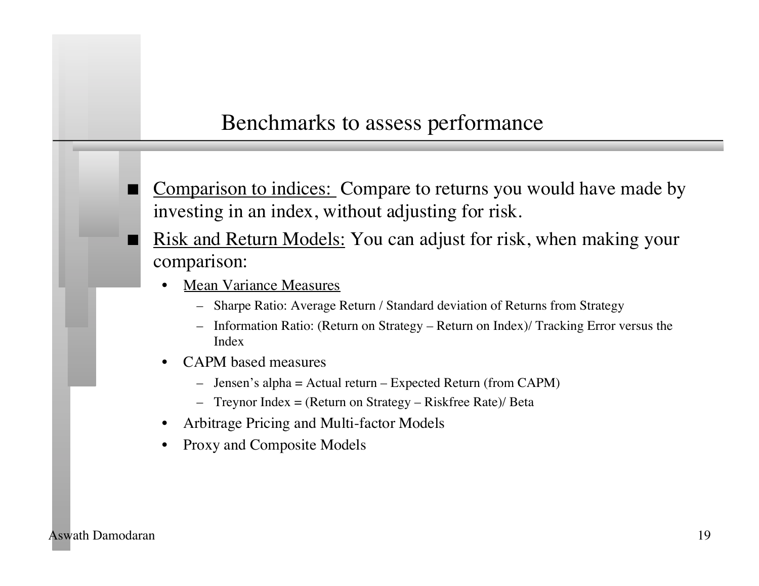# Benchmarks to assess performance

- <u>Comparison to indices:</u> Compare to returns you would have made by investing in an index, without adjusting for risk.
- <u>Risk and Return Models:</u> You can adjust for risk, when making your comparison:
  - <u>Mean Variance Measures</u>
    - Sharpe Ratio: Average Return / Standard deviation of Returns from Strategy
    - Information Ratio: (Return on Strategy – Return on Index)/ Tracking Error versus the Index
  - CAPM based measures
    - Jensen's alpha = Actual return – Expected Return (from CAPM)
    - Treynor Index = (Return on Strategy – Riskfree Rate)/ Beta
  - Arbitrage Pricing and Multi-factor Models
  - Proxy and Composite Models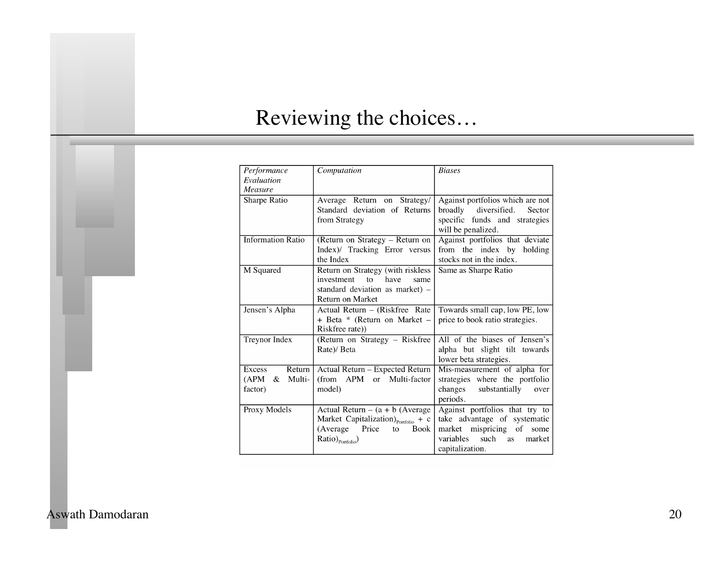# Reviewing the choices…

| *Performance Evaluation Measure* | *Computation* | *Biases* |
|---|---|---|
| Sharpe Ratio | Average Return on Strategy/ Standard deviation of Returns from Strategy | Against portfolios which are not broadly diversified. Sector specific funds and strategies will be penalized. |
| Information Ratio | (Return on Strategy – Return on Index)/ Tracking Error versus the Index | Against portfolios that deviate from the index by holding stocks not in the index. |
| M Squared | Return on Strategy (with riskless investment to have same standard deviation as market) – Return on Market | Same as Sharpe Ratio |
| Jensen's Alpha | Actual Return – (Riskfree Rate + Beta * (Return on Market – Riskfree rate)) | Towards small cap, low PE, low price to book ratio strategies. |
| Treynor Index | (Return on Strategy – Riskfree Rate)/ Beta | All of the biases of Jensen's alpha but slight tilt towards lower beta strategies. |
| Excess Return (APM & Multi-factor) | Actual Return – Expected Return (from APM or Multi-factor model) | Mis-measurement of alpha for strategies where the portfolio changes substantially over periods. |
| Proxy Models | Actual Return – (a + b (Average Market Capitalization)$_{Portfolio}$ + c (Average Price to Book Ratio)$_{Portfolio}$) | Against portfolios that try to take advantage of systematic market mispricing of some variables such as market capitalization. |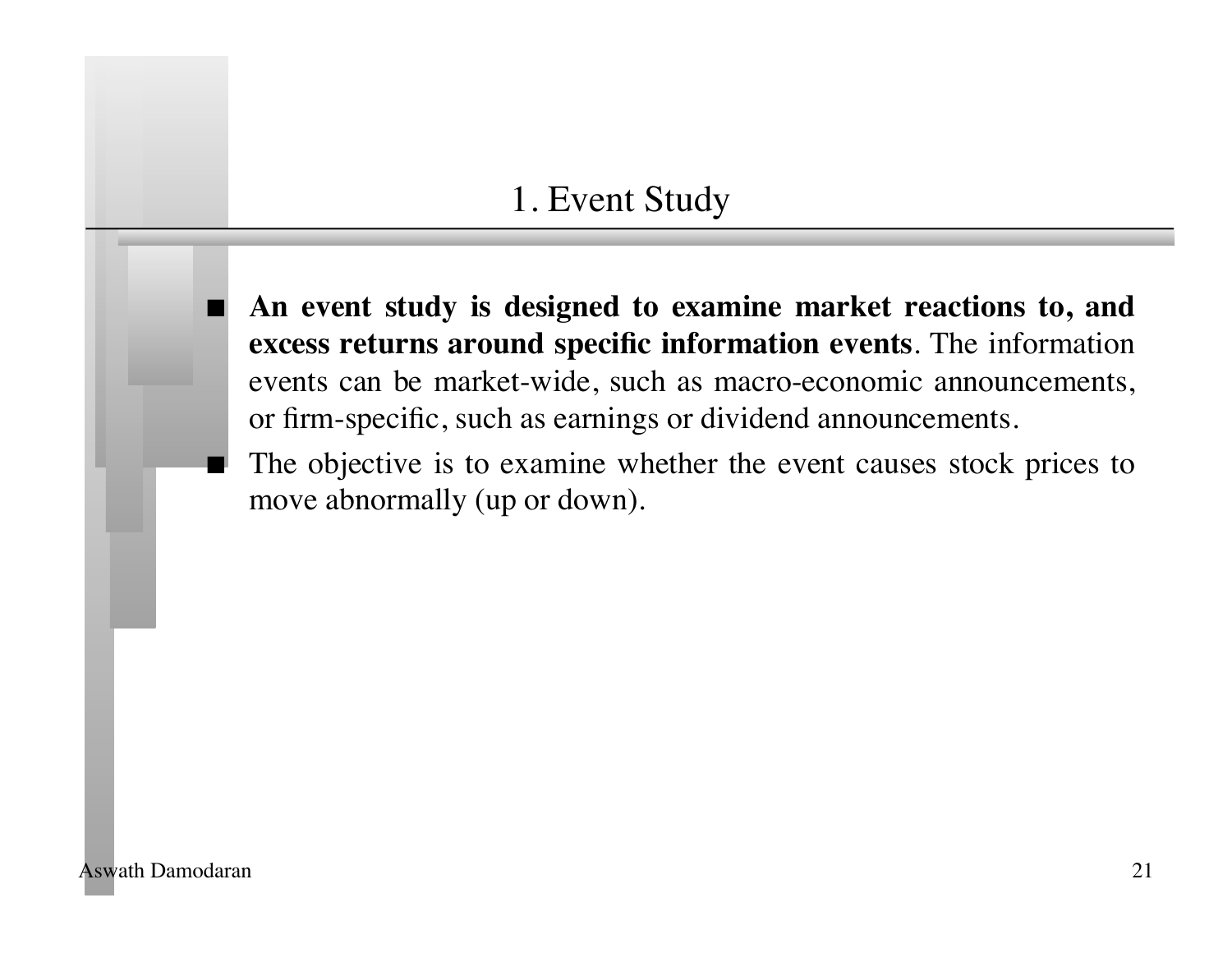## 1. Event Study

- **An event study is designed to examine market reactions to, and excess returns around specific information events**. The information events can be market-wide, such as macro-economic announcements, or firm-specific, such as earnings or dividend announcements.
- The objective is to examine whether the event causes stock prices to move abnormally (up or down).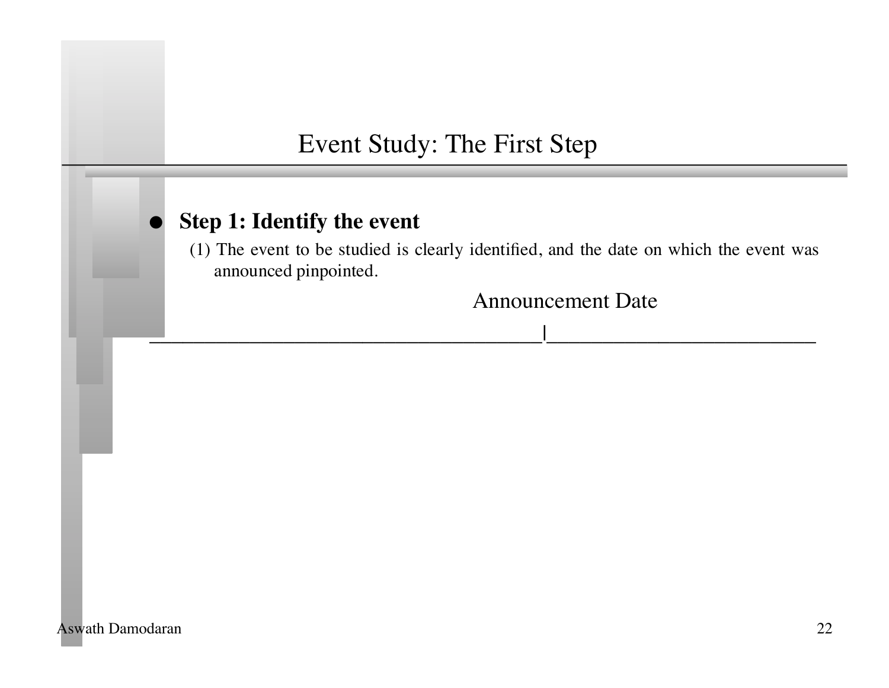# Event Study: The First Step

- **Step 1: Identify the event**
  - (1) The event to be studied is clearly identified, and the date on which the event was announced pinpointed.

Announcement Date

```
______________________________________|__________________________
```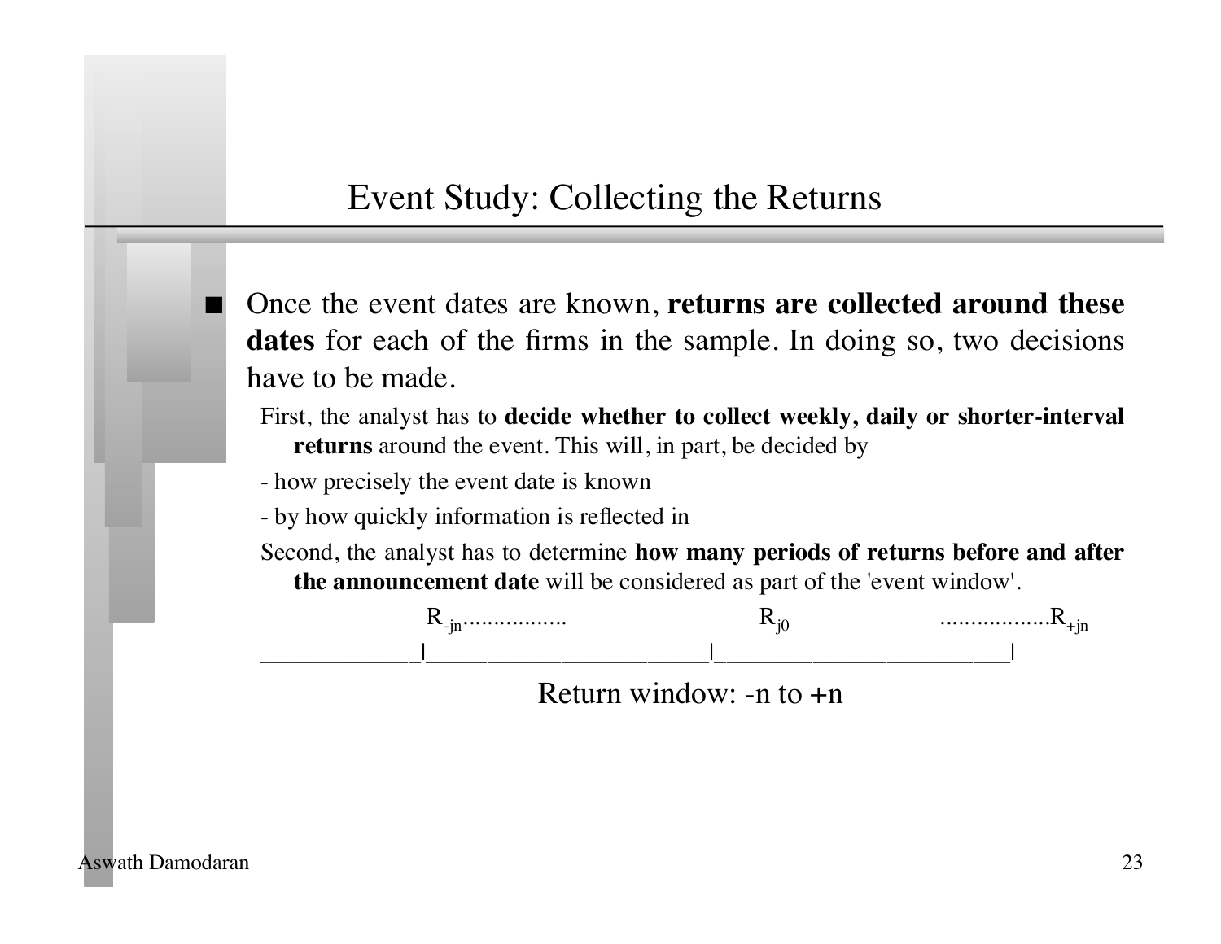# Event Study: Collecting the Returns

- Once the event dates are known, **returns are collected around these dates** for each of the firms in the sample. In doing so, two decisions have to be made.

  First, the analyst has to **decide whether to collect weekly, daily or shorter-interval returns** around the event. This will, in part, be decided by

  - how precisely the event date is known

  - by how quickly information is reflected in

  Second, the analyst has to determine **how many periods of returns before and after the announcement date** will be considered as part of the 'event window'.

$R_{-jn}$................. $R_{j0}$ .................$R_{+jn}$

_____________|_______________________|________________________|

Return window: -n to +n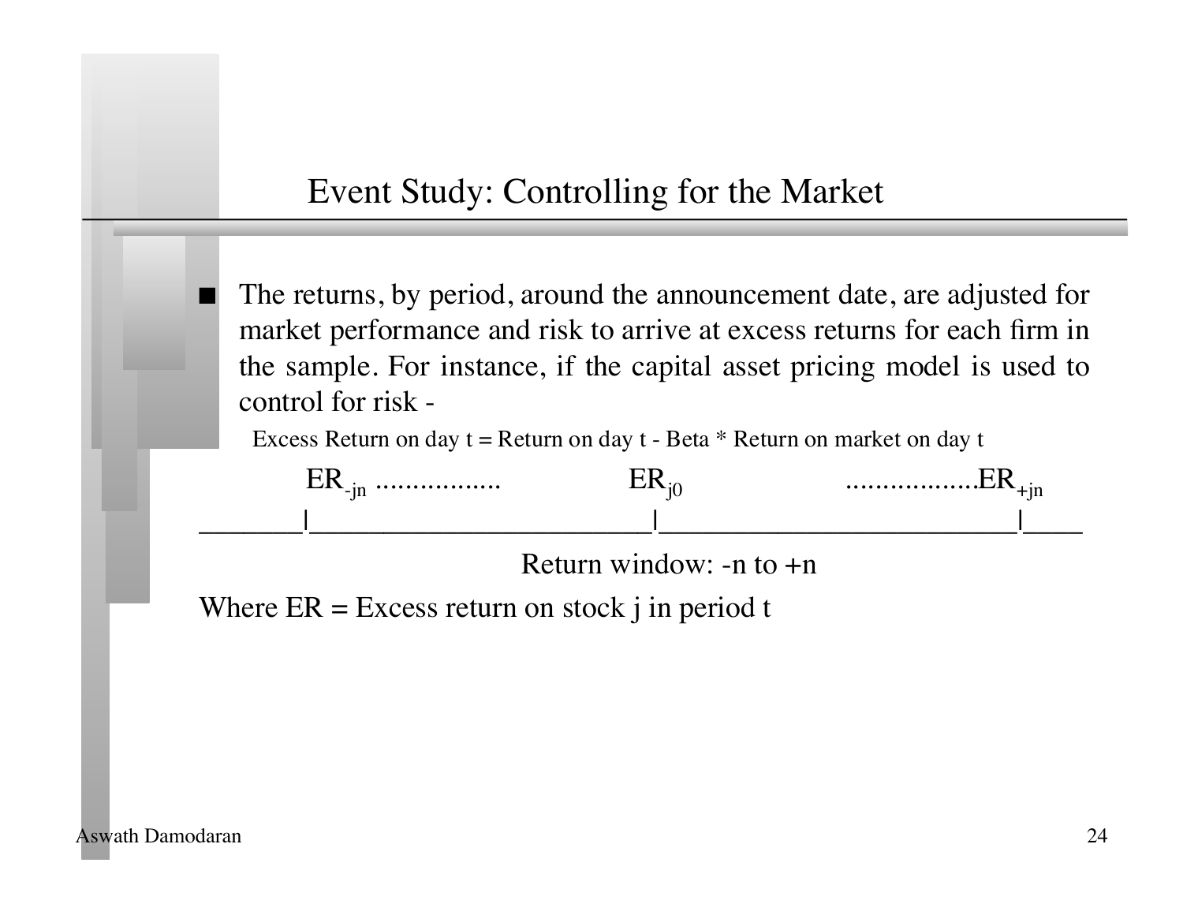# Event Study: Controlling for the Market

- The returns, by period, around the announcement date, are adjusted for market performance and risk to arrive at excess returns for each firm in the sample. For instance, if the capital asset pricing model is used to control for risk -

  Excess Return on day t = Return on day t - Beta * Return on market on day t

$ER_{-jn}$ ................. $ER_{j0}$ ..................$ER_{+jn}$

_______|________________________|_________________________|____

Return window: -n to +n

Where ER = Excess return on stock j in period t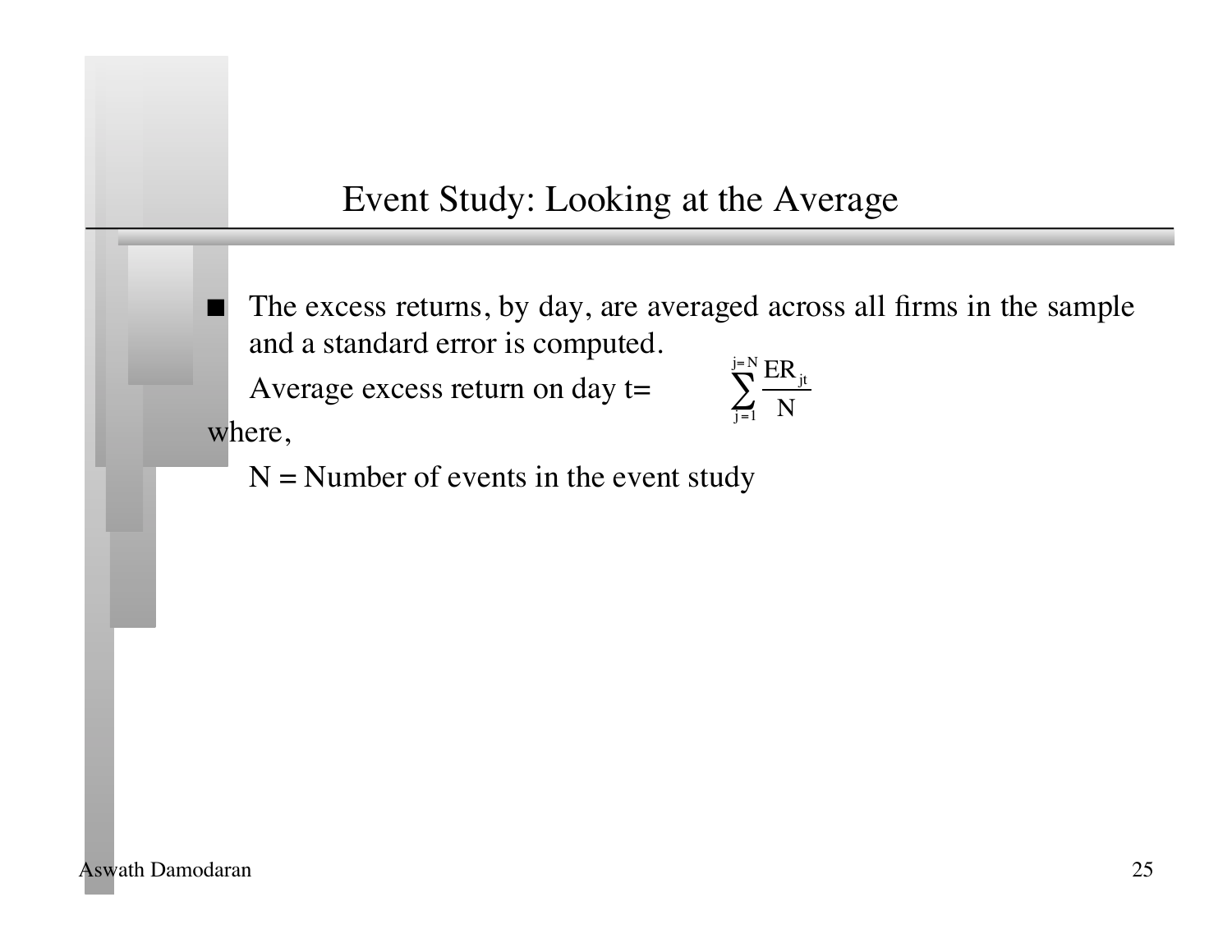# Event Study: Looking at the Average

- The excess returns, by day, are averaged across all firms in the sample and a standard error is computed.

  Average excess return on day t= $\sum_{j=1}^{j=N} \frac{ER_{jt}}{N}$

where,

  N = Number of events in the event study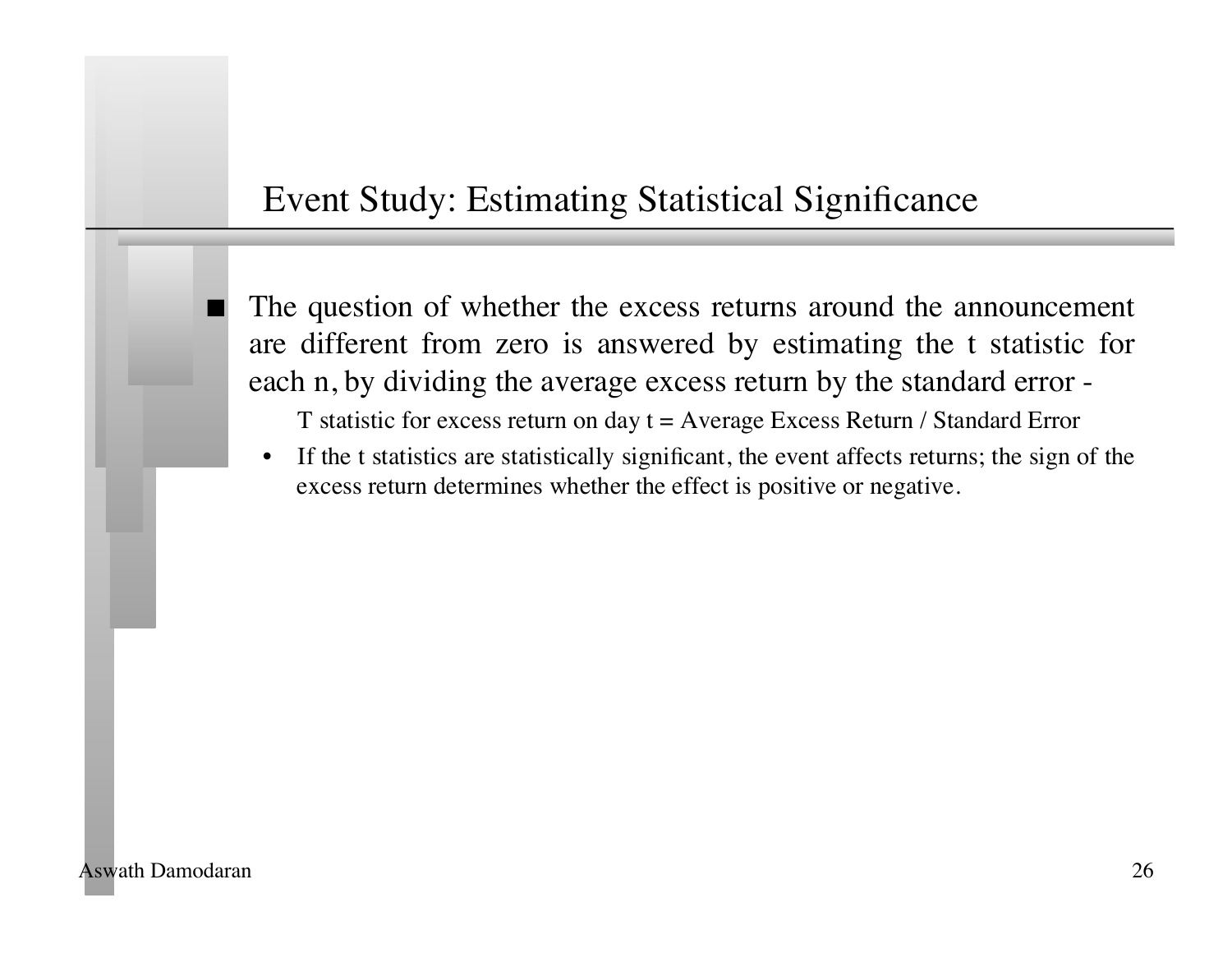# Event Study: Estimating Statistical Significance

- The question of whether the excess returns around the announcement are different from zero is answered by estimating the t statistic for each n, by dividing the average excess return by the standard error -

  T statistic for excess return on day t = Average Excess Return / Standard Error

  - If the t statistics are statistically significant, the event affects returns; the sign of the excess return determines whether the effect is positive or negative.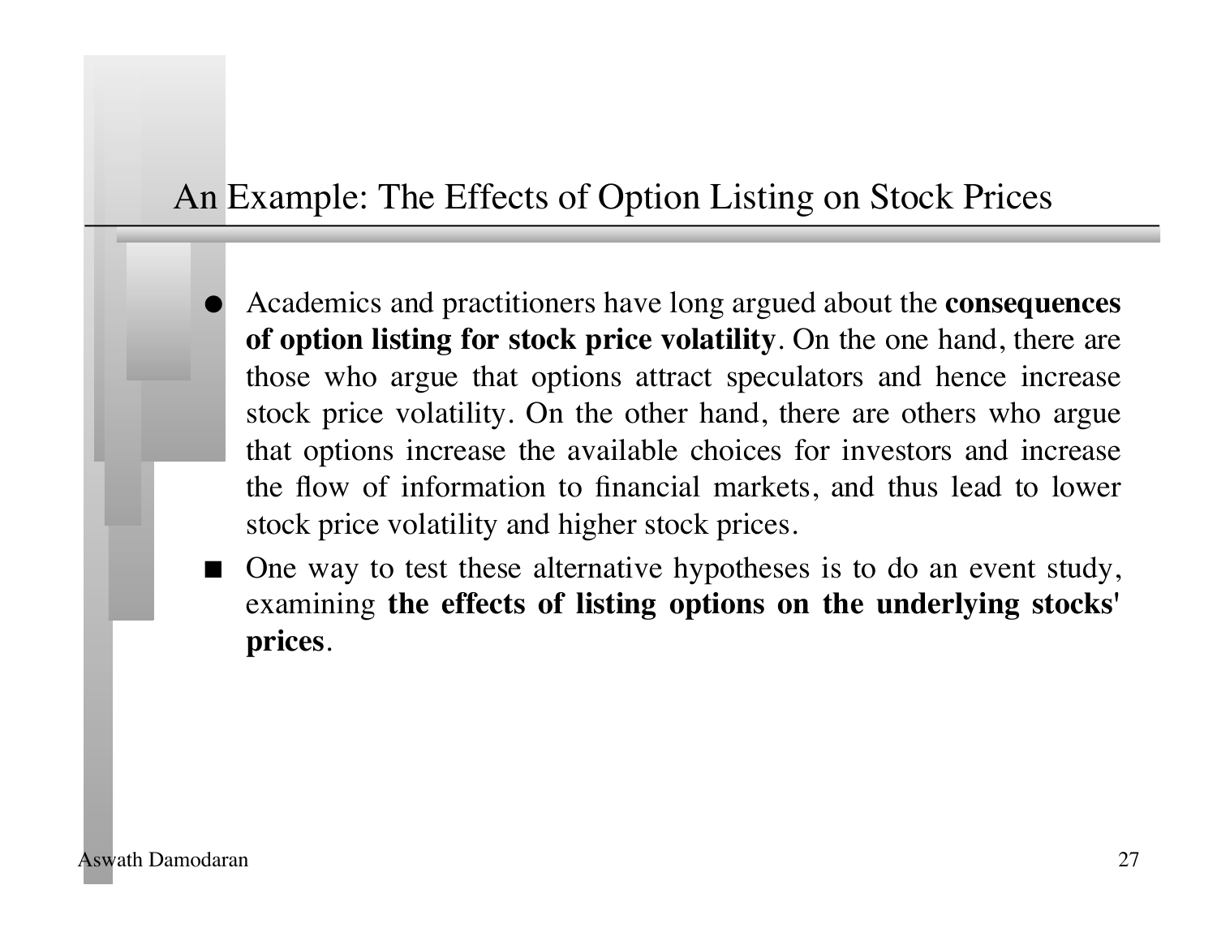# An Example: The Effects of Option Listing on Stock Prices

- Academics and practitioners have long argued about the **consequences of option listing for stock price volatility**. On the one hand, there are those who argue that options attract speculators and hence increase stock price volatility. On the other hand, there are others who argue that options increase the available choices for investors and increase the flow of information to financial markets, and thus lead to lower stock price volatility and higher stock prices.
- One way to test these alternative hypotheses is to do an event study, examining **the effects of listing options on the underlying stocks' prices**.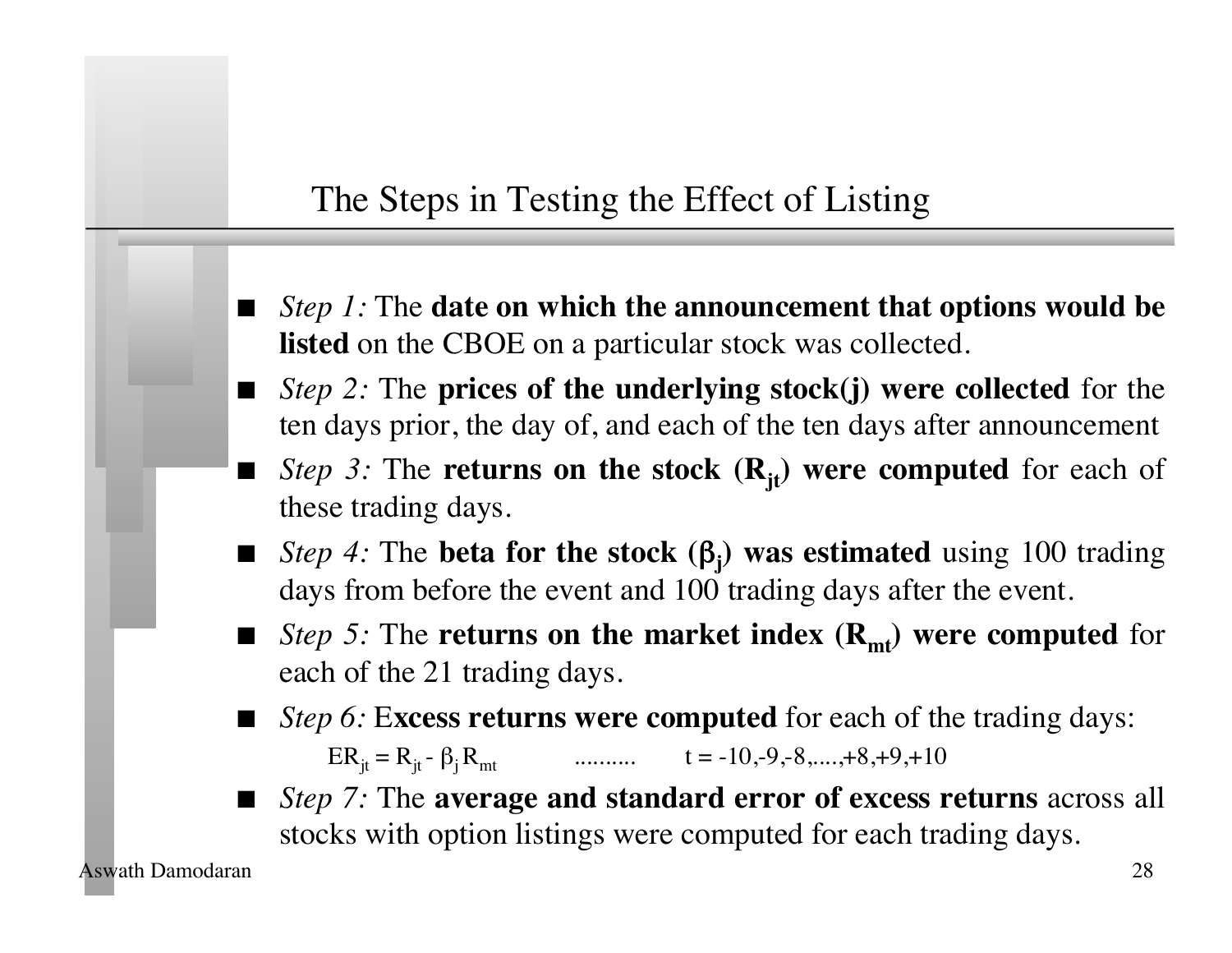## The Steps in Testing the Effect of Listing

- *Step 1:* The **date on which the announcement that options would be listed** on the CBOE on a particular stock was collected.
- *Step 2:* The **prices of the underlying stock(j) were collected** for the ten days prior, the day of, and each of the ten days after announcement
- *Step 3:* The **returns on the stock ($R_{jt}$) were computed** for each of these trading days.
- *Step 4:* The **beta for the stock ($\beta_j$) was estimated** using 100 trading days from before the event and 100 trading days after the event.
- *Step 5:* The **returns on the market index ($R_{mt}$) were computed** for each of the 21 trading days.
- *Step 6:* E**xcess returns were computed** for each of the trading days:

  $ER_{jt} = R_{jt} - \beta_j R_{mt}$ .......... $t = -10,-9,-8,....,+8,+9,+10$
- *Step 7:* The **average and standard error of excess returns** across all stocks with option listings were computed for each trading days.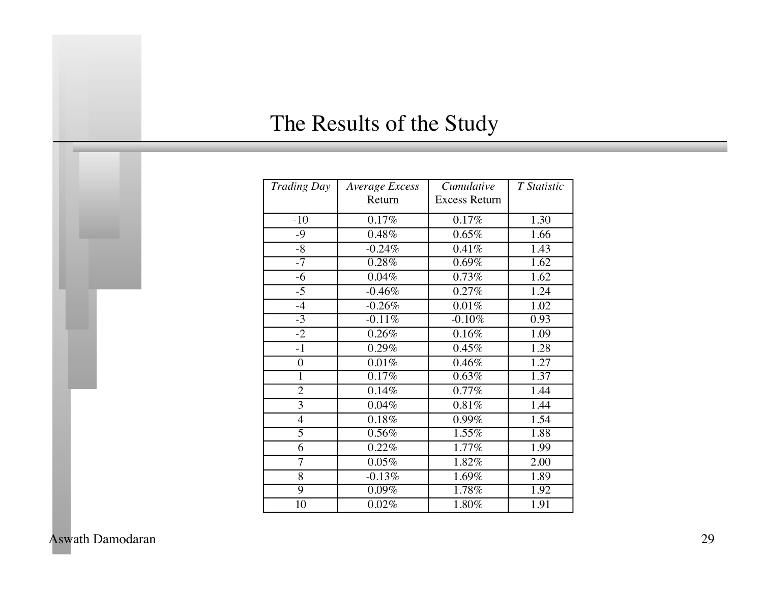# The Results of the Study

| *Trading Day* | *Average Excess* Return | *Cumulative* Excess Return | *T Statistic* |
|---|---|---|---|
| -10 | 0.17% | 0.17% | 1.30 |
| -9 | 0.48% | 0.65% | 1.66 |
| -8 | -0.24% | 0.41% | 1.43 |
| -7 | 0.28% | 0.69% | 1.62 |
| -6 | 0.04% | 0.73% | 1.62 |
| -5 | -0.46% | 0.27% | 1.24 |
| -4 | -0.26% | 0.01% | 1.02 |
| -3 | -0.11% | -0.10% | 0.93 |
| -2 | 0.26% | 0.16% | 1.09 |
| -1 | 0.29% | 0.45% | 1.28 |
| 0 | 0.01% | 0.46% | 1.27 |
| 1 | 0.17% | 0.63% | 1.37 |
| 2 | 0.14% | 0.77% | 1.44 |
| 3 | 0.04% | 0.81% | 1.44 |
| 4 | 0.18% | 0.99% | 1.54 |
| 5 | 0.56% | 1.55% | 1.88 |
| 6 | 0.22% | 1.77% | 1.99 |
| 7 | 0.05% | 1.82% | 2.00 |
| 8 | -0.13% | 1.69% | 1.89 |
| 9 | 0.09% | 1.78% | 1.92 |
| 10 | 0.02% | 1.80% | 1.91 |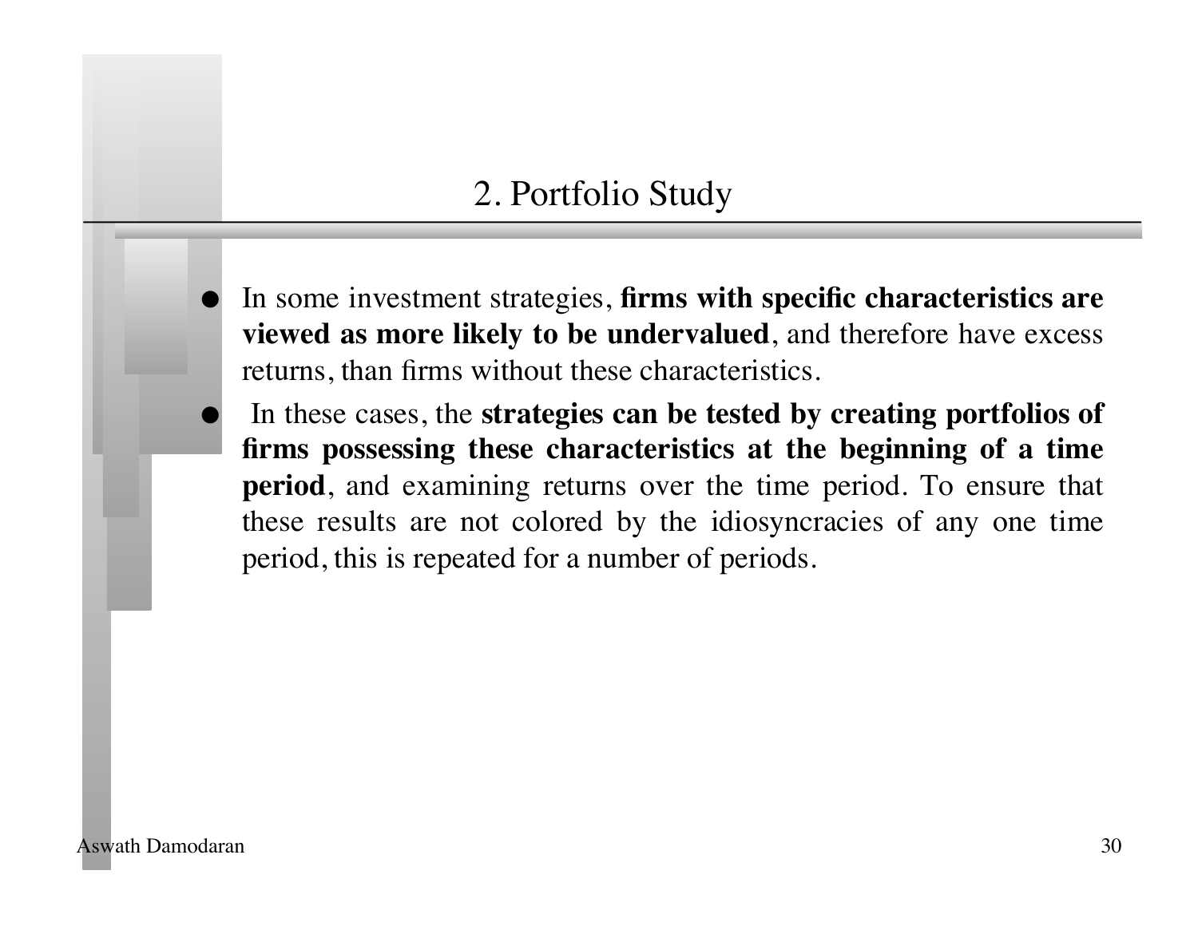## 2. Portfolio Study

- In some investment strategies, **firms with specific characteristics are viewed as more likely to be undervalued**, and therefore have excess returns, than firms without these characteristics.
- In these cases, the **strategies can be tested by creating portfolios of firms possessing these characteristics at the beginning of a time period**, and examining returns over the time period. To ensure that these results are not colored by the idiosyncracies of any one time period, this is repeated for a number of periods.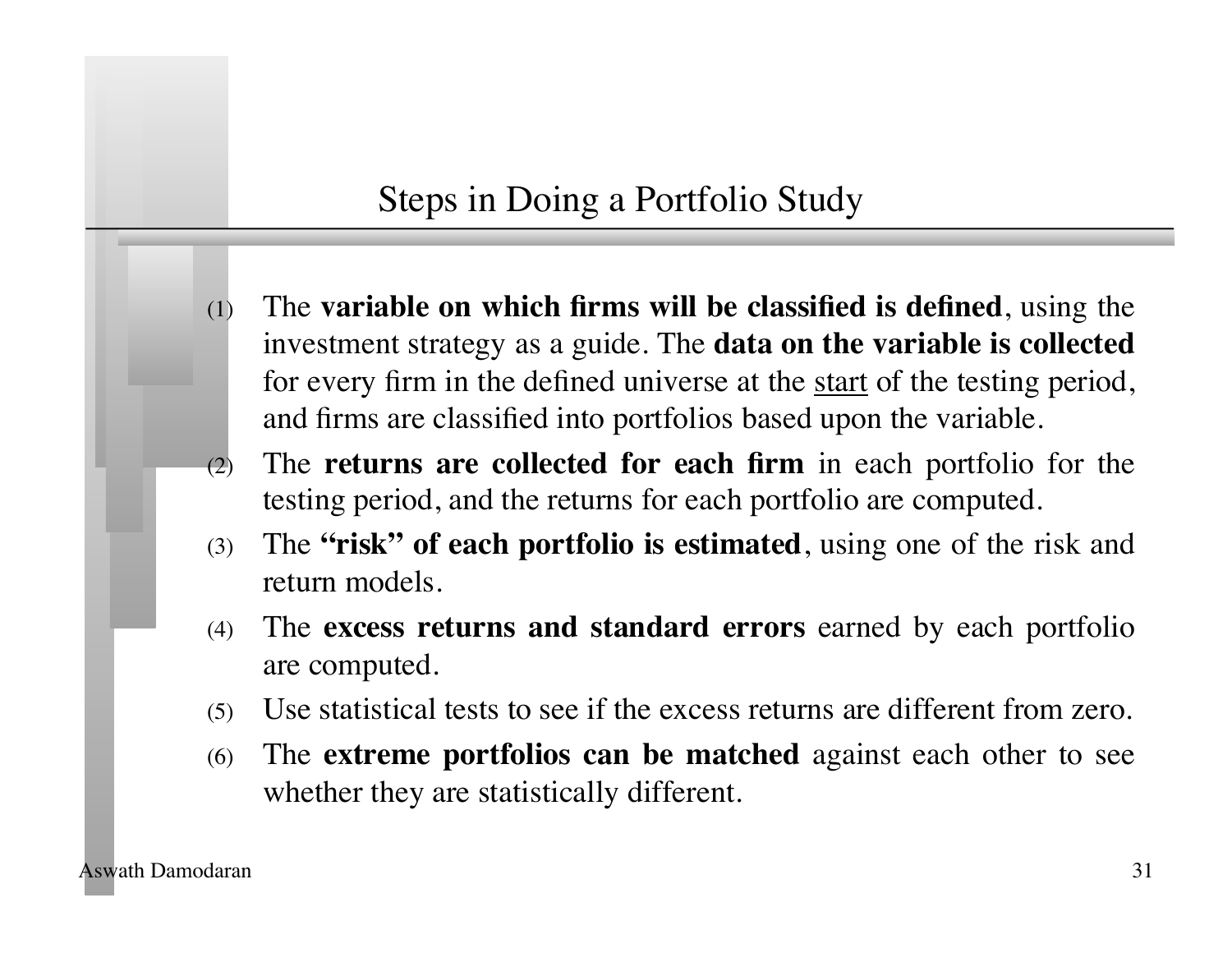# Steps in Doing a Portfolio Study

1. The **variable on which firms will be classified is defined**, using the investment strategy as a guide. The **data on the variable is collected** for every firm in the defined universe at the start of the testing period, and firms are classified into portfolios based upon the variable.
2. The **returns are collected for each firm** in each portfolio for the testing period, and the returns for each portfolio are computed.
3. The **"risk" of each portfolio is estimated**, using one of the risk and return models.
4. The **excess returns and standard errors** earned by each portfolio are computed.
5. Use statistical tests to see if the excess returns are different from zero.
6. The **extreme portfolios can be matched** against each other to see whether they are statistically different.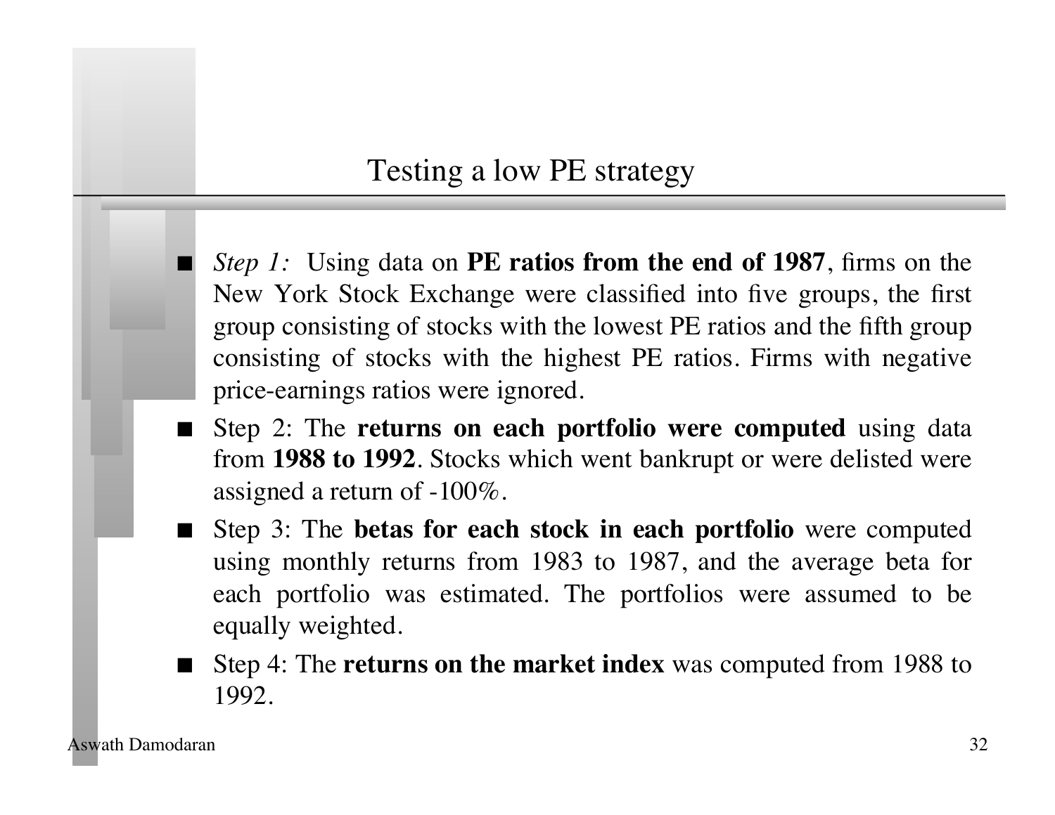# Testing a low PE strategy

- *Step 1:* Using data on **PE ratios from the end of 1987**, firms on the New York Stock Exchange were classified into five groups, the first group consisting of stocks with the lowest PE ratios and the fifth group consisting of stocks with the highest PE ratios. Firms with negative price-earnings ratios were ignored.
- Step 2: The **returns on each portfolio were computed** using data from **1988 to 1992**. Stocks which went bankrupt or were delisted were assigned a return of -100%.
- Step 3: The **betas for each stock in each portfolio** were computed using monthly returns from 1983 to 1987, and the average beta for each portfolio was estimated. The portfolios were assumed to be equally weighted.
- Step 4: The **returns on the market index** was computed from 1988 to 1992.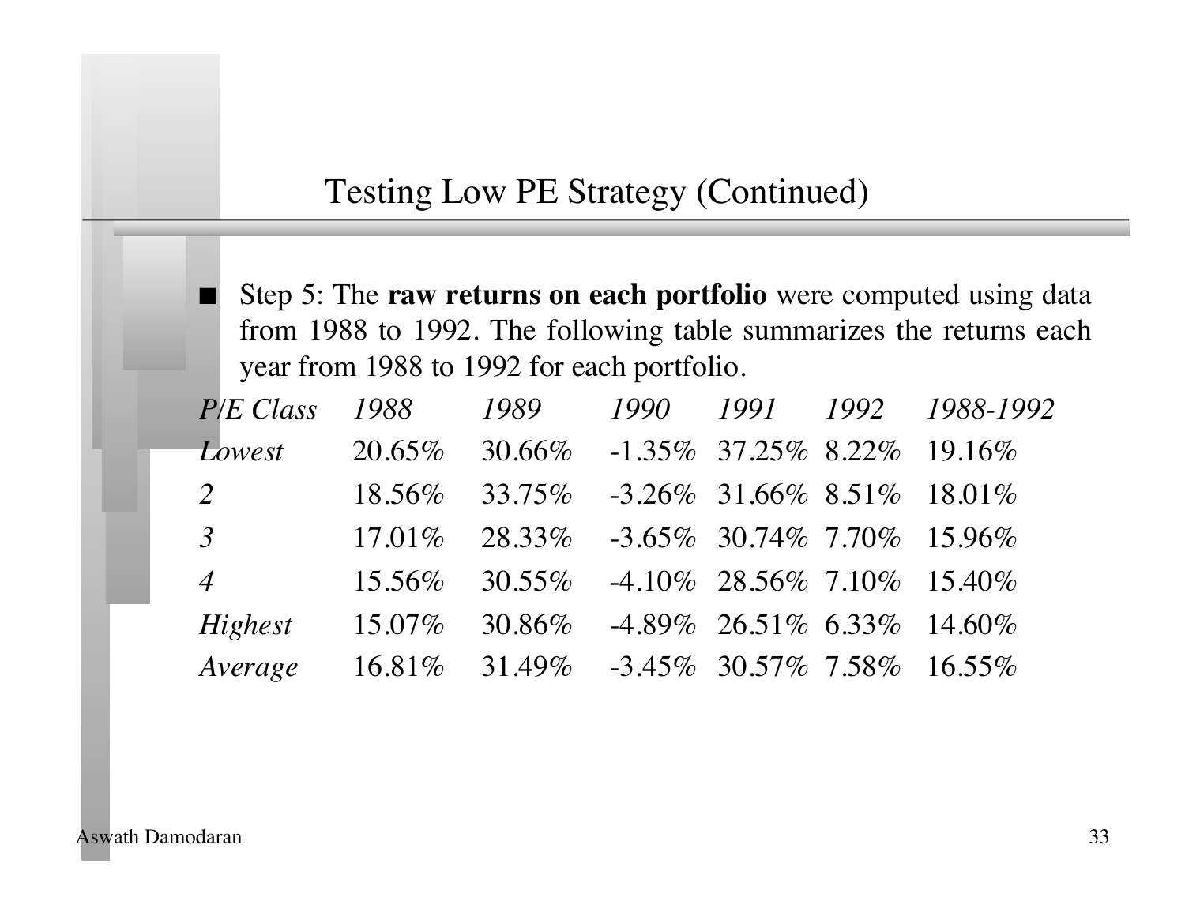# Testing Low PE Strategy (Continued)

- Step 5: The **raw returns on each portfolio** were computed using data from 1988 to 1992. The following table summarizes the returns each year from 1988 to 1992 for each portfolio.

| *P/E Class* | *1988* | *1989* | *1990* | *1991* | *1992* | *1988-1992* |
|---|---|---|---|---|---|---|
| *Lowest* | 20.65% | 30.66% | -1.35% | 37.25% | 8.22% | 19.16% |
| *2* | 18.56% | 33.75% | -3.26% | 31.66% | 8.51% | 18.01% |
| *3* | 17.01% | 28.33% | -3.65% | 30.74% | 7.70% | 15.96% |
| *4* | 15.56% | 30.55% | -4.10% | 28.56% | 7.10% | 15.40% |
| *Highest* | 15.07% | 30.86% | -4.89% | 26.51% | 6.33% | 14.60% |
| *Average* | 16.81% | 31.49% | -3.45% | 30.57% | 7.58% | 16.55% |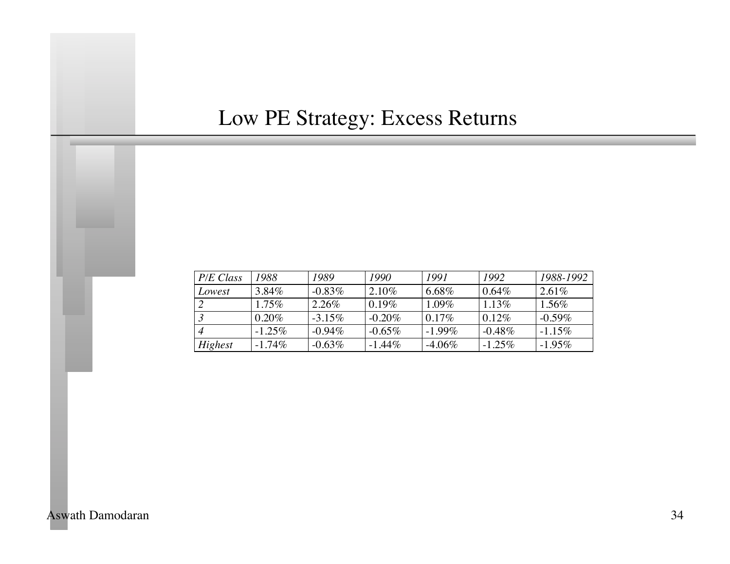# Low PE Strategy: Excess Returns

| *P/E Class* | *1988* | *1989* | *1990* | *1991* | *1992* | *1988-1992* |
|---|---|---|---|---|---|---|
| *Lowest* | 3.84% | -0.83% | 2.10% | 6.68% | 0.64% | 2.61% |
| *2* | 1.75% | 2.26% | 0.19% | 1.09% | 1.13% | 1.56% |
| *3* | 0.20% | -3.15% | -0.20% | 0.17% | 0.12% | -0.59% |
| *4* | -1.25% | -0.94% | -0.65% | -1.99% | -0.48% | -1.15% |
| *Highest* | -1.74% | -0.63% | -1.44% | -4.06% | -1.25% | -1.95% |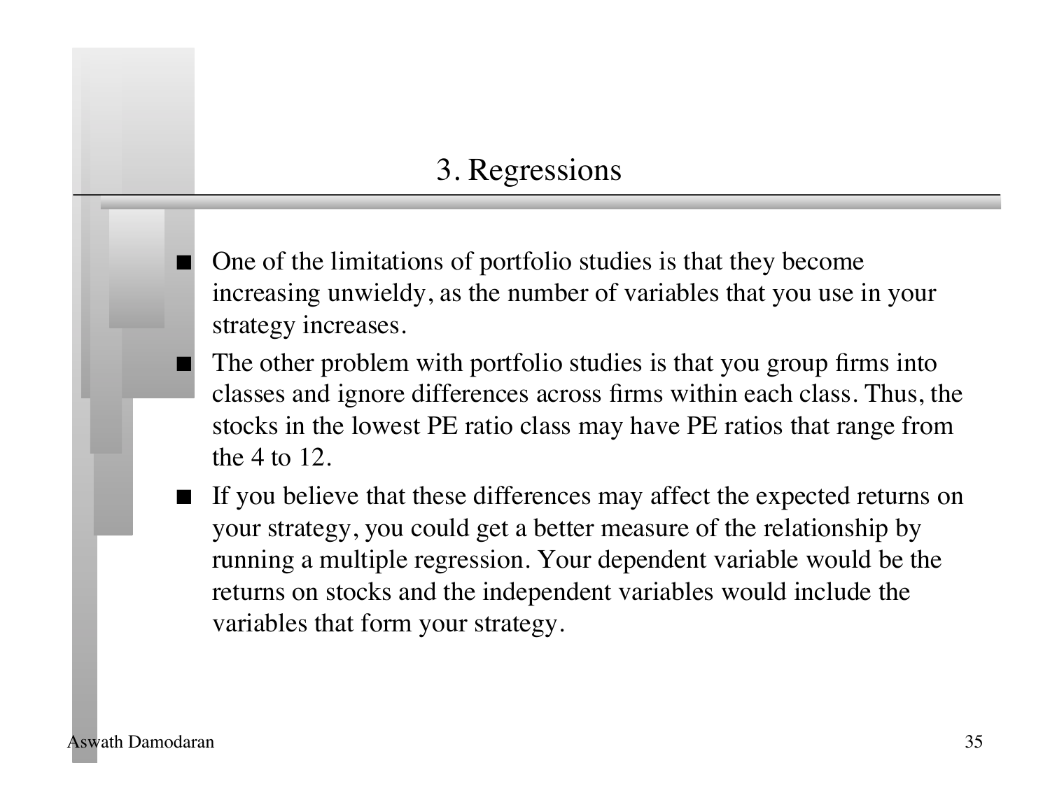# 3. Regressions

- One of the limitations of portfolio studies is that they become increasing unwieldy, as the number of variables that you use in your strategy increases.
- The other problem with portfolio studies is that you group firms into classes and ignore differences across firms within each class. Thus, the stocks in the lowest PE ratio class may have PE ratios that range from the 4 to 12.
- If you believe that these differences may affect the expected returns on your strategy, you could get a better measure of the relationship by running a multiple regression. Your dependent variable would be the returns on stocks and the independent variables would include the variables that form your strategy.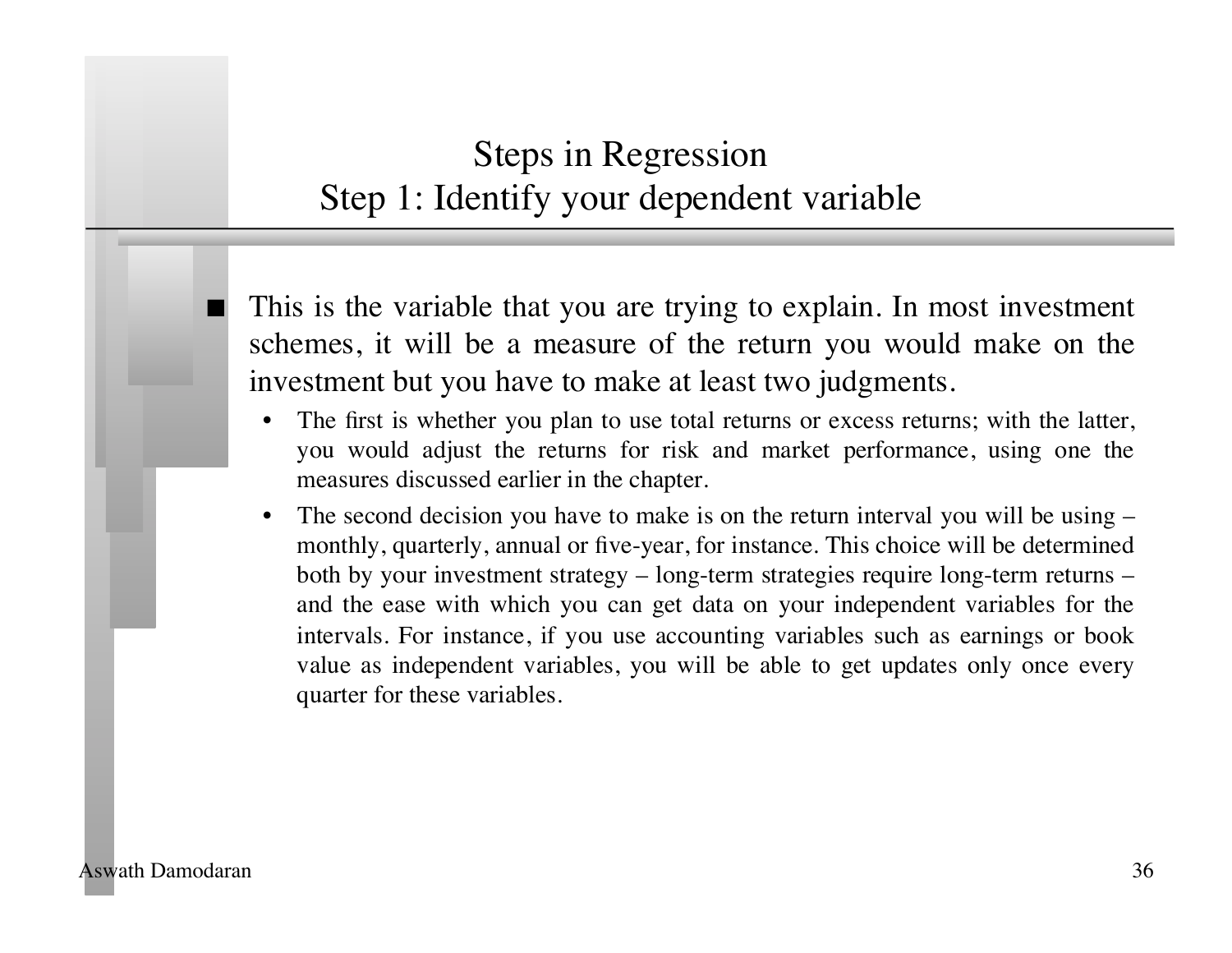# Steps in Regression
## Step 1: Identify your dependent variable

- This is the variable that you are trying to explain. In most investment schemes, it will be a measure of the return you would make on the investment but you have to make at least two judgments.
  - The first is whether you plan to use total returns or excess returns; with the latter, you would adjust the returns for risk and market performance, using one the measures discussed earlier in the chapter.
  - The second decision you have to make is on the return interval you will be using – monthly, quarterly, annual or five-year, for instance. This choice will be determined both by your investment strategy – long-term strategies require long-term returns – and the ease with which you can get data on your independent variables for the intervals. For instance, if you use accounting variables such as earnings or book value as independent variables, you will be able to get updates only once every quarter for these variables.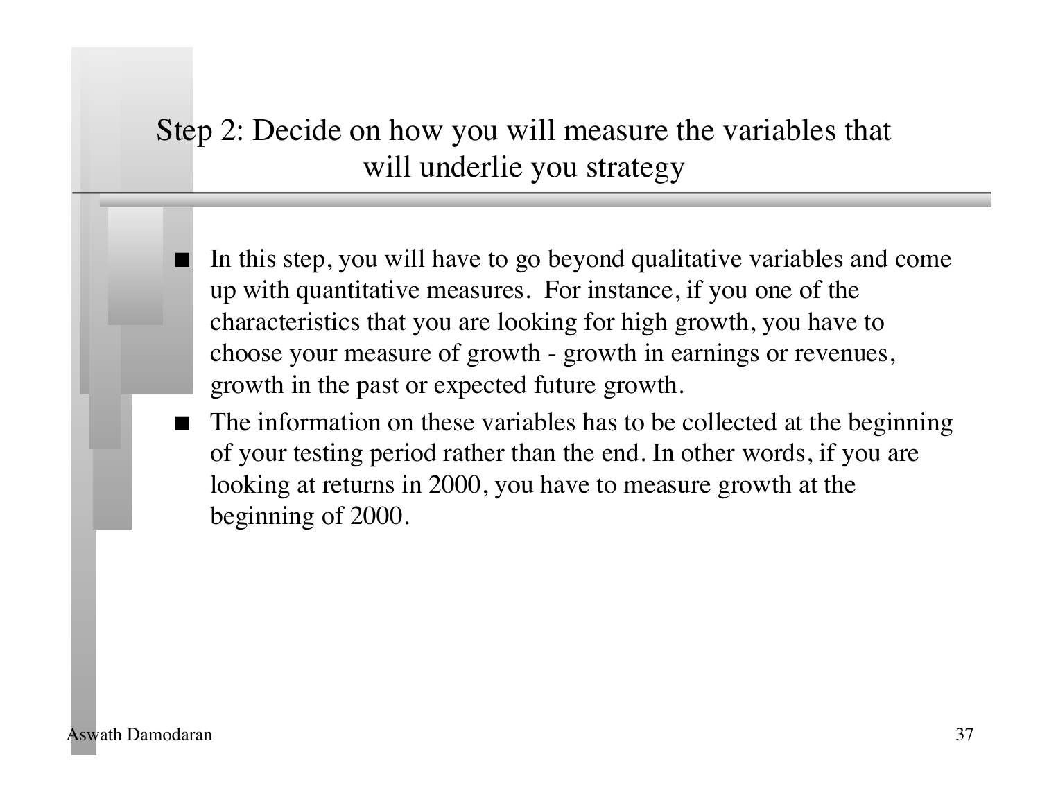## Step 2: Decide on how you will measure the variables that will underlie you strategy

- In this step, you will have to go beyond qualitative variables and come up with quantitative measures. For instance, if you one of the characteristics that you are looking for high growth, you have to choose your measure of growth - growth in earnings or revenues, growth in the past or expected future growth.
- The information on these variables has to be collected at the beginning of your testing period rather than the end. In other words, if you are looking at returns in 2000, you have to measure growth at the beginning of 2000.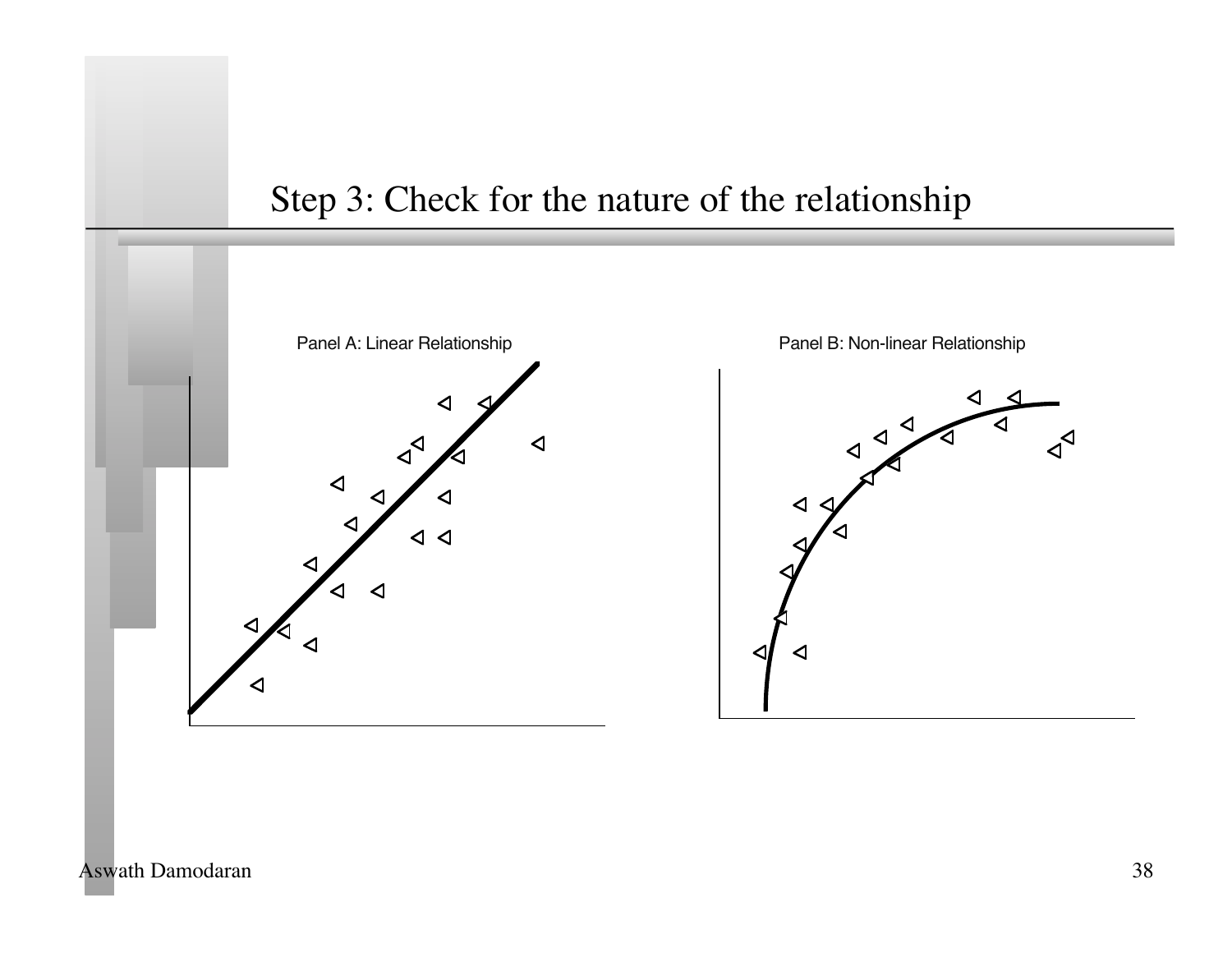## Step 3: Check for the nature of the relationship

Panel A: Linear Relationship

Panel B: Non-linear Relationship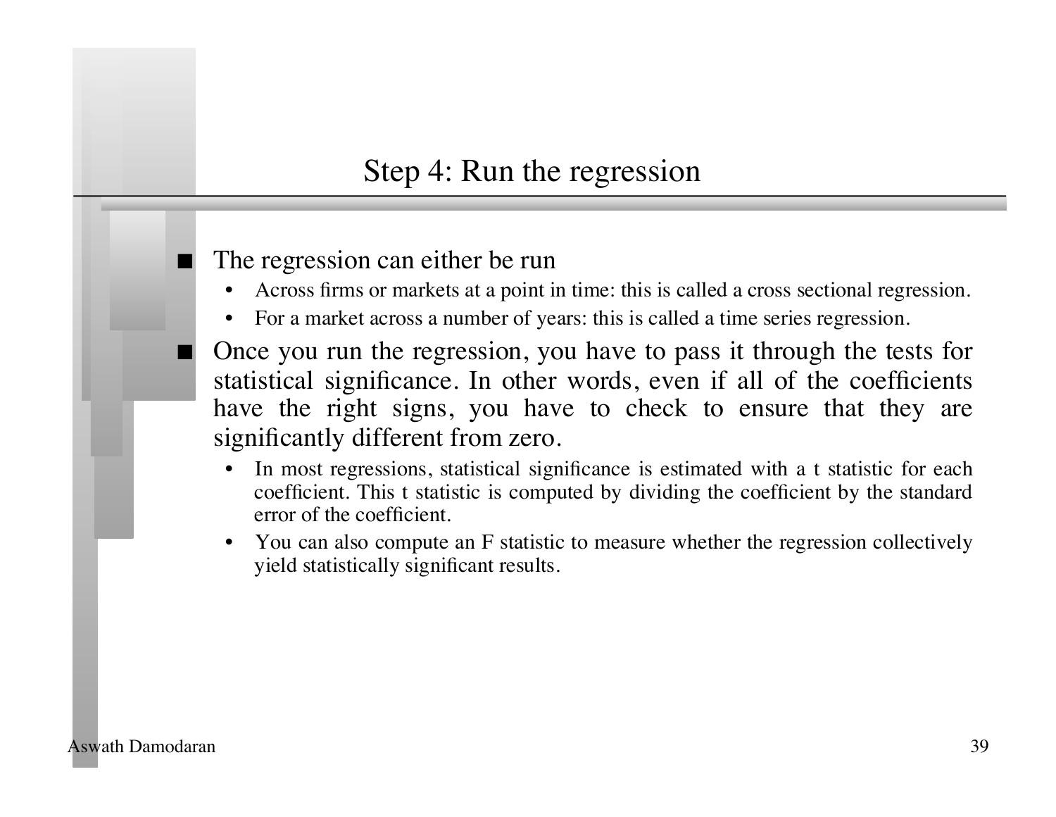# Step 4: Run the regression

- The regression can either be run
  - Across firms or markets at a point in time: this is called a cross sectional regression.
  - For a market across a number of years: this is called a time series regression.
- Once you run the regression, you have to pass it through the tests for statistical significance. In other words, even if all of the coefficients have the right signs, you have to check to ensure that they are significantly different from zero.
  - In most regressions, statistical significance is estimated with a t statistic for each coefficient. This t statistic is computed by dividing the coefficient by the standard error of the coefficient.
  - You can also compute an F statistic to measure whether the regression collectively yield statistically significant results.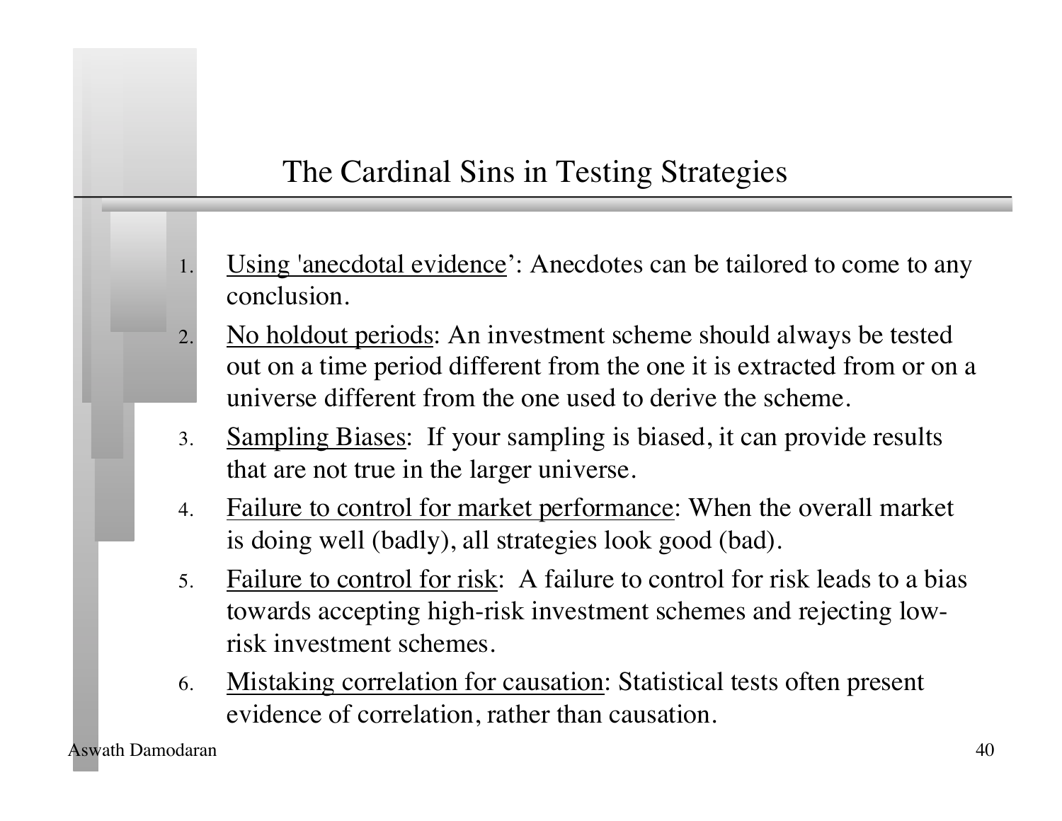# The Cardinal Sins in Testing Strategies

1. Using 'anecdotal evidence': Anecdotes can be tailored to come to any conclusion.
2. No holdout periods: An investment scheme should always be tested out on a time period different from the one it is extracted from or on a universe different from the one used to derive the scheme.
3. Sampling Biases: If your sampling is biased, it can provide results that are not true in the larger universe.
4. Failure to control for market performance: When the overall market is doing well (badly), all strategies look good (bad).
5. Failure to control for risk: A failure to control for risk leads to a bias towards accepting high-risk investment schemes and rejecting low-risk investment schemes.
6. Mistaking correlation for causation: Statistical tests often present evidence of correlation, rather than causation.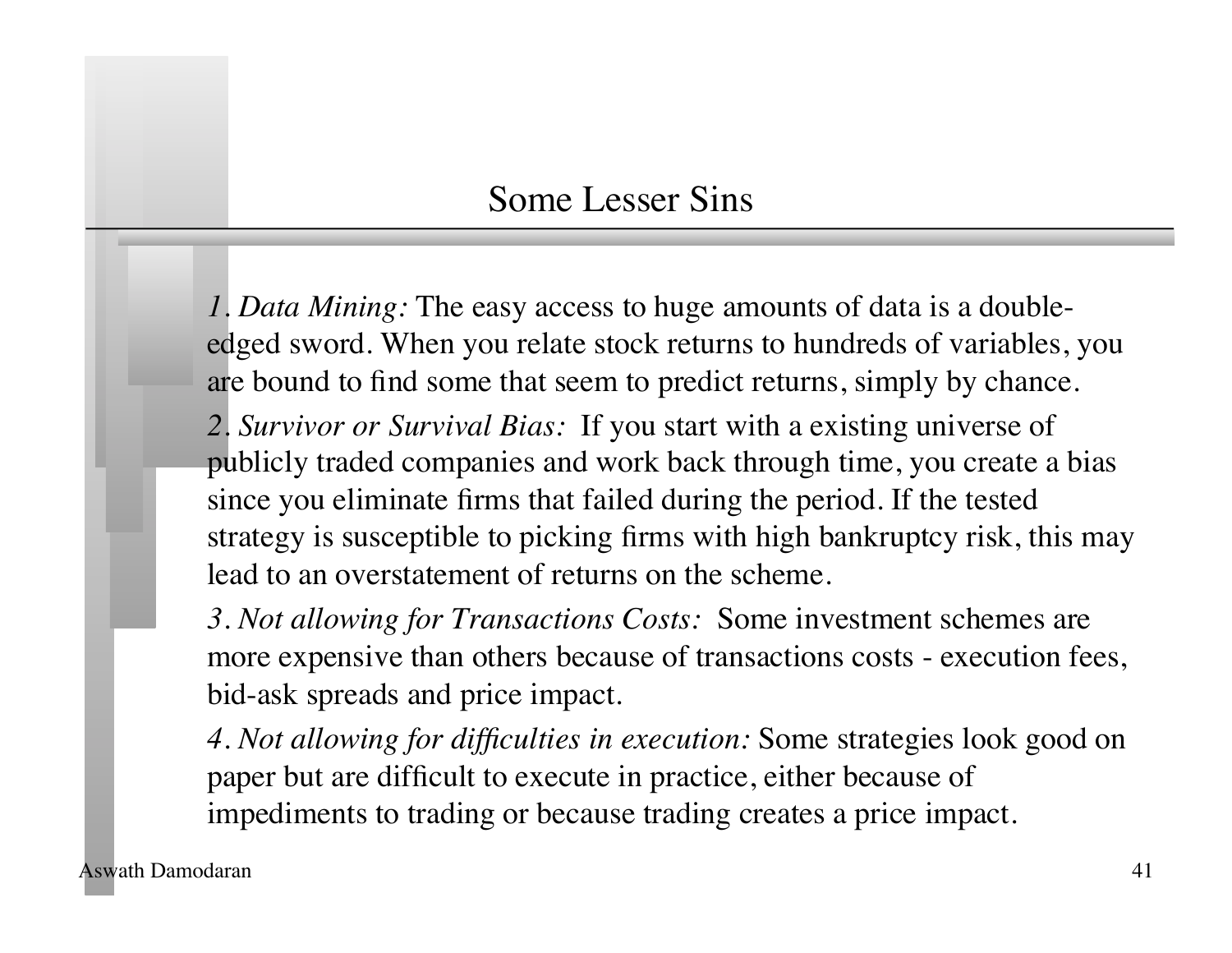# Some Lesser Sins

*1. Data Mining:* The easy access to huge amounts of data is a double-edged sword. When you relate stock returns to hundreds of variables, you are bound to find some that seem to predict returns, simply by chance.

*2. Survivor or Survival Bias:* If you start with a existing universe of publicly traded companies and work back through time, you create a bias since you eliminate firms that failed during the period. If the tested strategy is susceptible to picking firms with high bankruptcy risk, this may lead to an overstatement of returns on the scheme.

*3. Not allowing for Transactions Costs:* Some investment schemes are more expensive than others because of transactions costs - execution fees, bid-ask spreads and price impact.

*4. Not allowing for difficulties in execution:* Some strategies look good on paper but are difficult to execute in practice, either because of impediments to trading or because trading creates a price impact.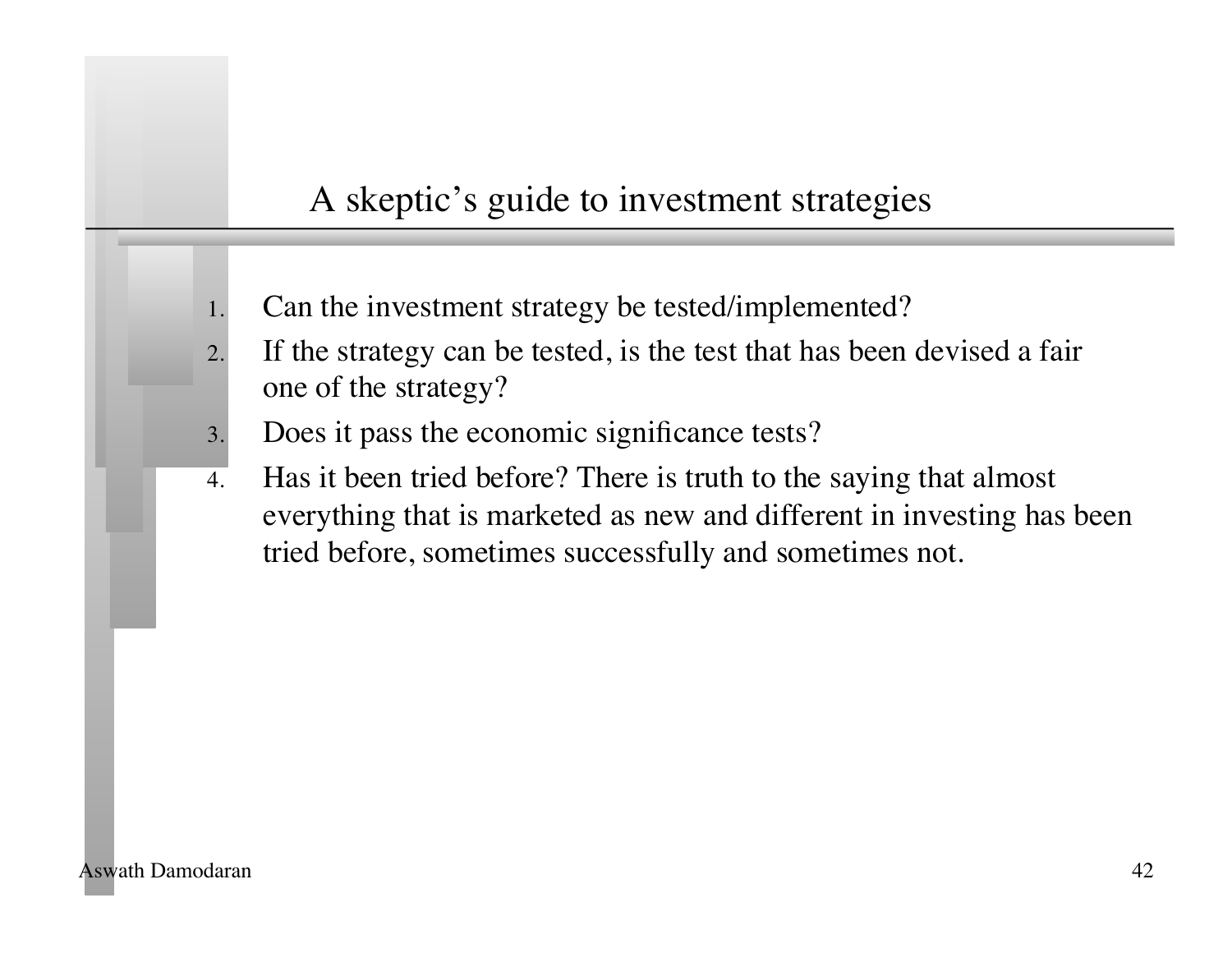# A skeptic's guide to investment strategies

1. Can the investment strategy be tested/implemented?
2. If the strategy can be tested, is the test that has been devised a fair one of the strategy?
3. Does it pass the economic significance tests?
4. Has it been tried before? There is truth to the saying that almost everything that is marketed as new and different in investing has been tried before, sometimes successfully and sometimes not.